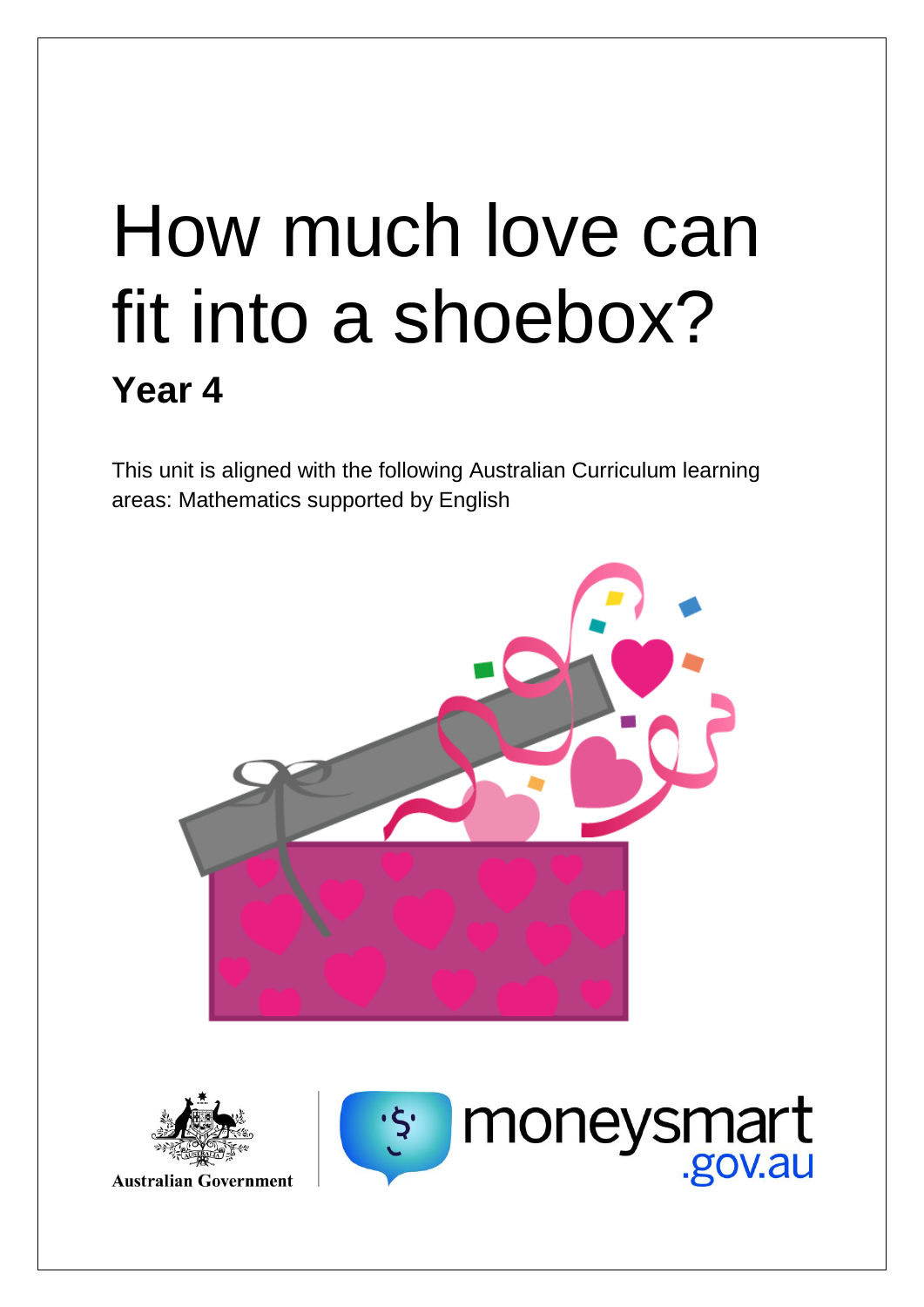# How much love can fit into a shoebox?

## Year 4

This unit is aligned with the following Australian Curriculum learning areas: Mathematics supported by English

Australian Government

moneysmart.gov.au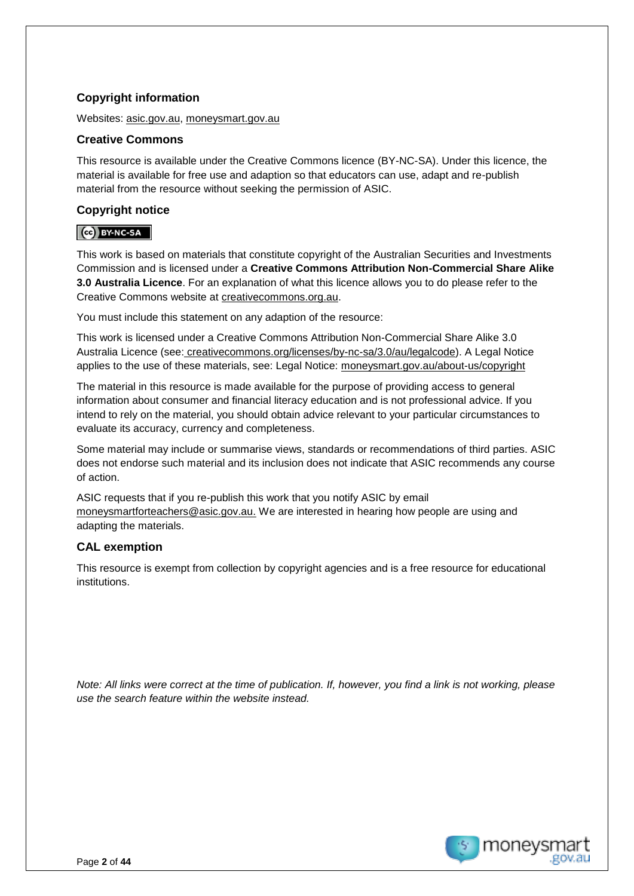## Copyright information

Websites: asic.gov.au, moneysmart.gov.au

## Creative Commons

This resource is available under the Creative Commons licence (BY-NC-SA). Under this licence, the material is available for free use and adaption so that educators can use, adapt and re-publish material from the resource without seeking the permission of ASIC.

## Copyright notice

This work is based on materials that constitute copyright of the Australian Securities and Investments Commission and is licensed under a **Creative Commons Attribution Non-Commercial Share Alike 3.0 Australia Licence**. For an explanation of what this licence allows you to do please refer to the Creative Commons website at creativecommons.org.au.

You must include this statement on any adaption of the resource:

This work is licensed under a Creative Commons Attribution Non-Commercial Share Alike 3.0 Australia Licence (see: creativecommons.org/licenses/by-nc-sa/3.0/au/legalcode). A Legal Notice applies to the use of these materials, see: Legal Notice: moneysmart.gov.au/about-us/copyright

The material in this resource is made available for the purpose of providing access to general information about consumer and financial literacy education and is not professional advice. If you intend to rely on the material, you should obtain advice relevant to your particular circumstances to evaluate its accuracy, currency and completeness.

Some material may include or summarise views, standards or recommendations of third parties. ASIC does not endorse such material and its inclusion does not indicate that ASIC recommends any course of action.

ASIC requests that if you re-publish this work that you notify ASIC by email moneysmartforteachers@asic.gov.au. We are interested in hearing how people are using and adapting the materials.

## CAL exemption

This resource is exempt from collection by copyright agencies and is a free resource for educational institutions.

*Note: All links were correct at the time of publication. If, however, you find a link is not working, please use the search feature within the website instead.*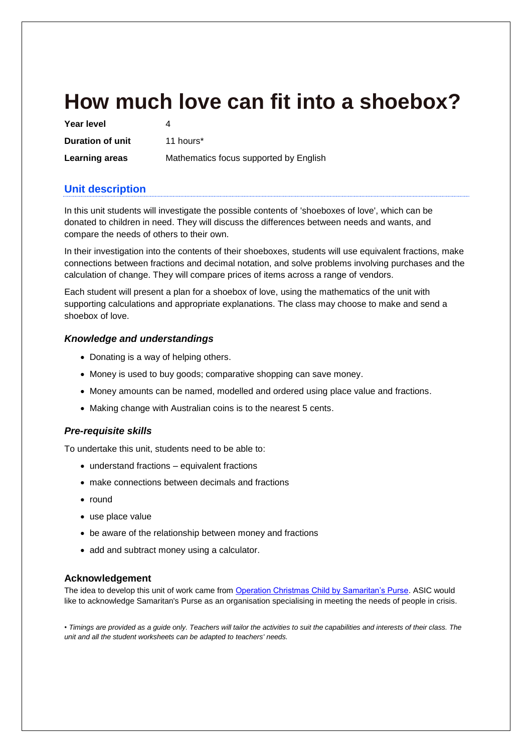# How much love can fit into a shoebox?

**Year level** 4

**Duration of unit** 11 hours*

**Learning areas** Mathematics focus supported by English

## Unit description

In this unit students will investigate the possible contents of 'shoeboxes of love', which can be donated to children in need. They will discuss the differences between needs and wants, and compare the needs of others to their own.

In their investigation into the contents of their shoeboxes, students will use equivalent fractions, make connections between fractions and decimal notation, and solve problems involving purchases and the calculation of change. They will compare prices of items across a range of vendors.

Each student will present a plan for a shoebox of love, using the mathematics of the unit with supporting calculations and appropriate explanations. The class may choose to make and send a shoebox of love.

### *Knowledge and understandings*

- Donating is a way of helping others.
- Money is used to buy goods; comparative shopping can save money.
- Money amounts can be named, modelled and ordered using place value and fractions.
- Making change with Australian coins is to the nearest 5 cents.

### *Pre-requisite skills*

To undertake this unit, students need to be able to:

- understand fractions – equivalent fractions
- make connections between decimals and fractions
- round
- use place value
- be aware of the relationship between money and fractions
- add and subtract money using a calculator.

### Acknowledgement

The idea to develop this unit of work came from Operation Christmas Child by Samaritan's Purse. ASIC would like to acknowledge Samaritan's Purse as an organisation specialising in meeting the needs of people in crisis.

*• Timings are provided as a guide only. Teachers will tailor the activities to suit the capabilities and interests of their class. The unit and all the student worksheets can be adapted to teachers' needs.*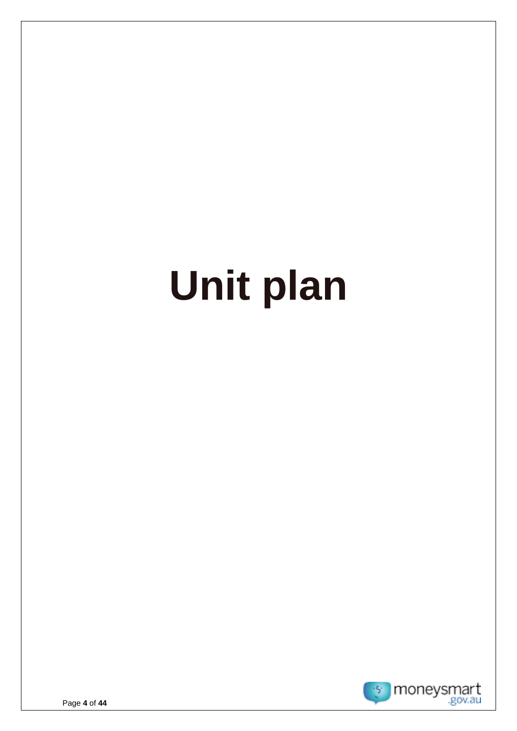# Unit plan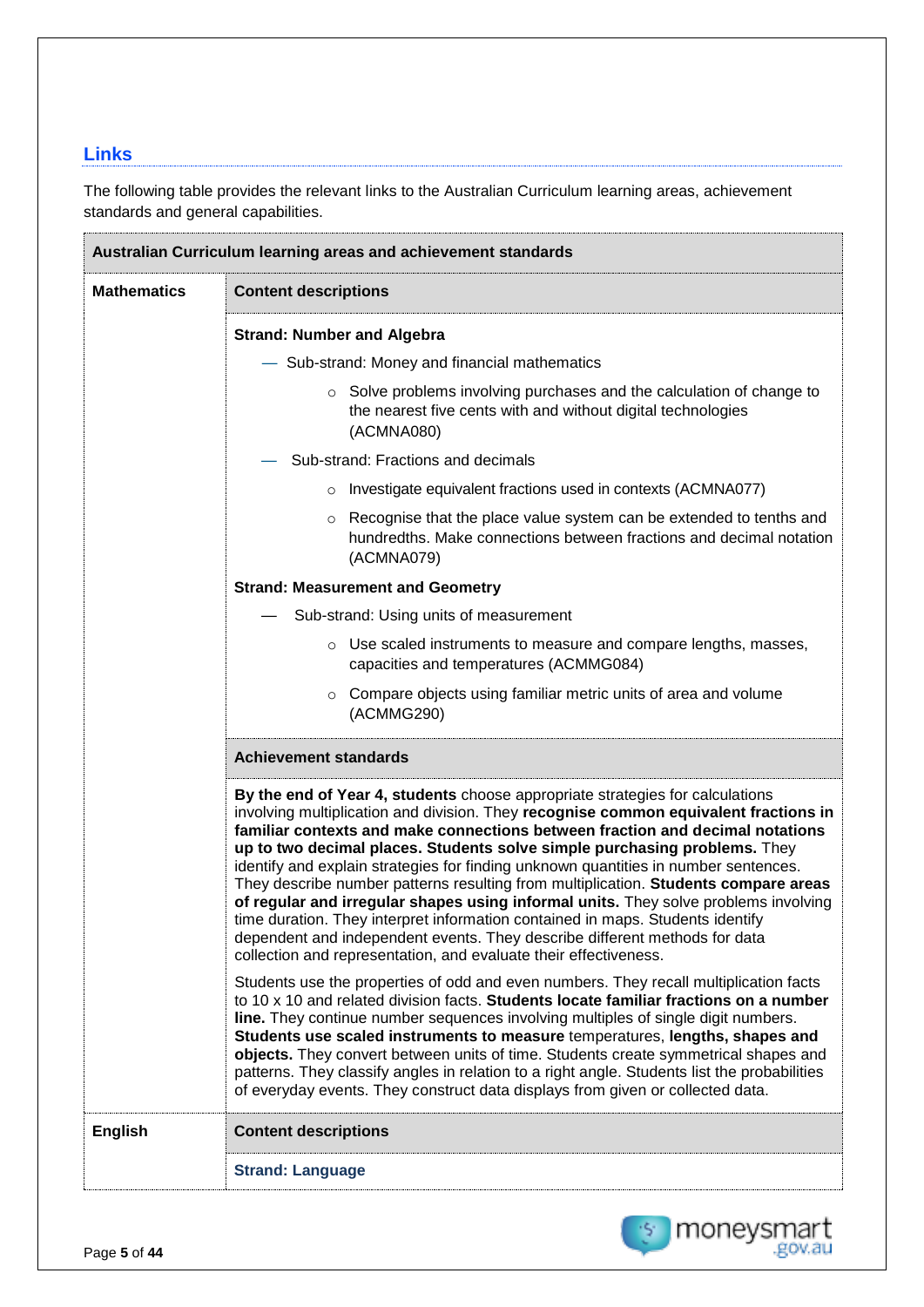## Links

The following table provides the relevant links to the Australian Curriculum learning areas, achievement standards and general capabilities.

| Australian Curriculum learning areas and achievement standards | |
|---|---|
| **Mathematics** | **Content descriptions** |
| | **Strand: Number and Algebra**<br>— Sub-strand: Money and financial mathematics<br>○ Solve problems involving purchases and the calculation of change to the nearest five cents with and without digital technologies (ACMNA080)<br>— Sub-strand: Fractions and decimals<br>○ Investigate equivalent fractions used in contexts (ACMNA077)<br>○ Recognise that the place value system can be extended to tenths and hundredths. Make connections between fractions and decimal notation (ACMNA079)<br>**Strand: Measurement and Geometry**<br>— Sub-strand: Using units of measurement<br>○ Use scaled instruments to measure and compare lengths, masses, capacities and temperatures (ACMMG084)<br>○ Compare objects using familiar metric units of area and volume (ACMMG290) |
| | **Achievement standards** |
| | **By the end of Year 4, students** choose appropriate strategies for calculations involving multiplication and division. They **recognise common equivalent fractions in familiar contexts and make connections between fraction and decimal notations up to two decimal places. Students solve simple purchasing problems.** They identify and explain strategies for finding unknown quantities in number sentences. They describe number patterns resulting from multiplication. **Students compare areas of regular and irregular shapes using informal units.** They solve problems involving time duration. They interpret information contained in maps. Students identify dependent and independent events. They describe different methods for data collection and representation, and evaluate their effectiveness.<br><br>Students use the properties of odd and even numbers. They recall multiplication facts to 10 x 10 and related division facts. **Students locate familiar fractions on a number line.** They continue number sequences involving multiples of single digit numbers. **Students use scaled instruments to measure** temperatures, **lengths, shapes and objects.** They convert between units of time. Students create symmetrical shapes and patterns. They classify angles in relation to a right angle. Students list the probabilities of everyday events. They construct data displays from given or collected data. |
| **English** | **Content descriptions** |
| | **Strand: Language** |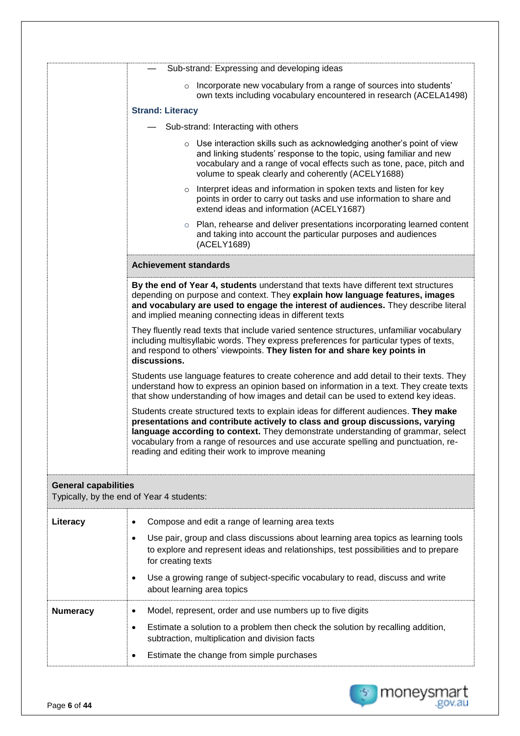|  |  |
|---|---|
|  | — Sub-strand: Expressing and developing ideas<br>○ Incorporate new vocabulary from a range of sources into students' own texts including vocabulary encountered in research (ACELA1498)<br>**Strand: Literacy**<br>— Sub-strand: Interacting with others<br>○ Use interaction skills such as acknowledging another's point of view and linking students' response to the topic, using familiar and new vocabulary and a range of vocal effects such as tone, pace, pitch and volume to speak clearly and coherently (ACELY1688)<br>○ Interpret ideas and information in spoken texts and listen for key points in order to carry out tasks and use information to share and extend ideas and information (ACELY1687)<br>○ Plan, rehearse and deliver presentations incorporating learned content and taking into account the particular purposes and audiences (ACELY1689) |
|  | **Achievement standards** |
|  | **By the end of Year 4, students** understand that texts have different text structures depending on purpose and context. They **explain how language features, images and vocabulary are used to engage the interest of audiences.** They describe literal and implied meaning connecting ideas in different texts<br><br>They fluently read texts that include varied sentence structures, unfamiliar vocabulary including multisyllabic words. They express preferences for particular types of texts, and respond to others' viewpoints. **They listen for and share key points in discussions.**<br><br>Students use language features to create coherence and add detail to their texts. They understand how to express an opinion based on information in a text. They create texts that show understanding of how images and detail can be used to extend key ideas.<br><br>Students create structured texts to explain ideas for different audiences. **They make presentations and contribute actively to class and group discussions, varying language according to context.** They demonstrate understanding of grammar, select vocabulary from a range of resources and use accurate spelling and punctuation, re-reading and editing their work to improve meaning |

| **General capabilities**<br>Typically, by the end of Year 4 students: |  |
|---|---|
| **Literacy** | • Compose and edit a range of learning area texts<br>• Use pair, group and class discussions about learning area topics as learning tools to explore and represent ideas and relationships, test possibilities and to prepare for creating texts<br>• Use a growing range of subject-specific vocabulary to read, discuss and write about learning area topics |
| **Numeracy** | • Model, represent, order and use numbers up to five digits<br>• Estimate a solution to a problem then check the solution by recalling addition, subtraction, multiplication and division facts<br>• Estimate the change from simple purchases |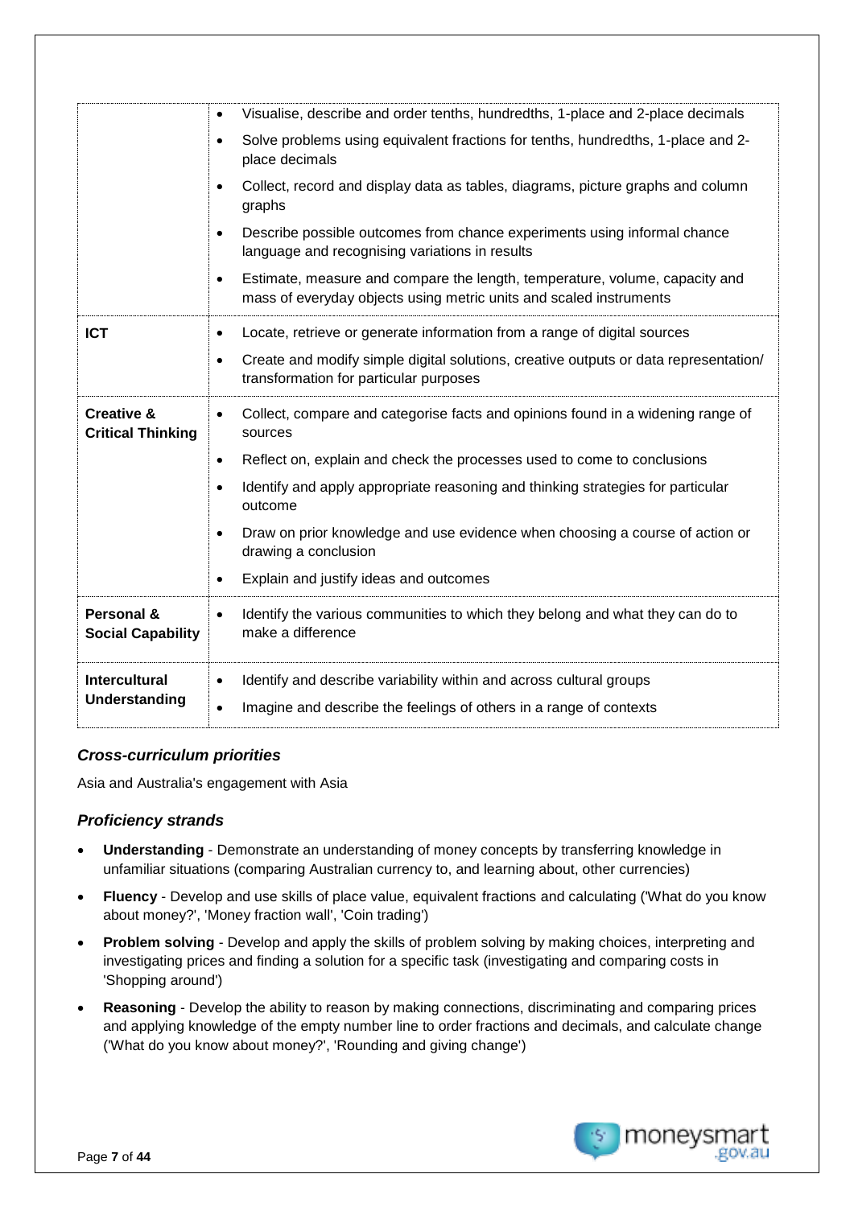| | |
|---|---|
| | • Visualise, describe and order tenths, hundredths, 1-place and 2-place decimals<br>• Solve problems using equivalent fractions for tenths, hundredths, 1-place and 2-place decimals<br>• Collect, record and display data as tables, diagrams, picture graphs and column graphs<br>• Describe possible outcomes from chance experiments using informal chance language and recognising variations in results<br>• Estimate, measure and compare the length, temperature, volume, capacity and mass of everyday objects using metric units and scaled instruments |
| **ICT** | • Locate, retrieve or generate information from a range of digital sources<br>• Create and modify simple digital solutions, creative outputs or data representation/ transformation for particular purposes |
| **Creative & Critical Thinking** | • Collect, compare and categorise facts and opinions found in a widening range of sources<br>• Reflect on, explain and check the processes used to come to conclusions<br>• Identify and apply appropriate reasoning and thinking strategies for particular outcome<br>• Draw on prior knowledge and use evidence when choosing a course of action or drawing a conclusion<br>• Explain and justify ideas and outcomes |
| **Personal & Social Capability** | • Identify the various communities to which they belong and what they can do to make a difference |
| **Intercultural Understanding** | • Identify and describe variability within and across cultural groups<br>• Imagine and describe the feelings of others in a range of contexts |

### *Cross-curriculum priorities*

Asia and Australia's engagement with Asia

### *Proficiency strands*

- **Understanding** - Demonstrate an understanding of money concepts by transferring knowledge in unfamiliar situations (comparing Australian currency to, and learning about, other currencies)
- **Fluency** - Develop and use skills of place value, equivalent fractions and calculating ('What do you know about money?', 'Money fraction wall', 'Coin trading')
- **Problem solving** - Develop and apply the skills of problem solving by making choices, interpreting and investigating prices and finding a solution for a specific task (investigating and comparing costs in 'Shopping around')
- **Reasoning** - Develop the ability to reason by making connections, discriminating and comparing prices and applying knowledge of the empty number line to order fractions and decimals, and calculate change ('What do you know about money?', 'Rounding and giving change')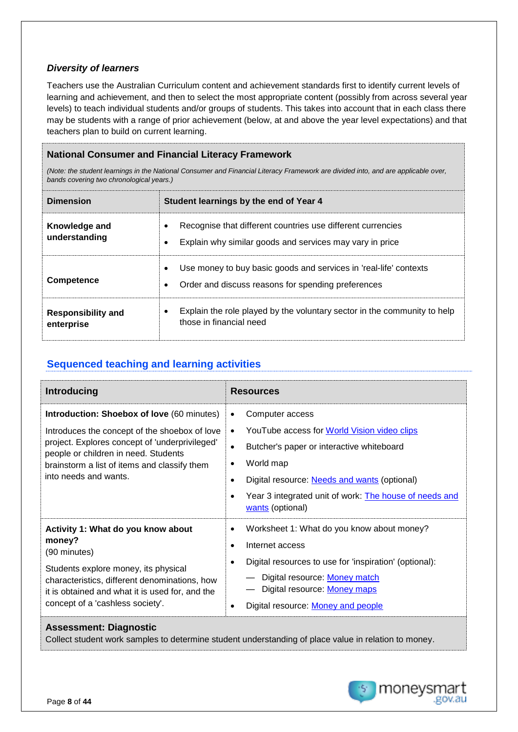### *Diversity of learners*

Teachers use the Australian Curriculum content and achievement standards first to identify current levels of learning and achievement, and then to select the most appropriate content (possibly from across several year levels) to teach individual students and/or groups of students. This takes into account that in each class there may be students with a range of prior achievement (below, at and above the year level expectations) and that teachers plan to build on current learning.

**National Consumer and Financial Literacy Framework**

*(Note: the student learnings in the National Consumer and Financial Literacy Framework are divided into, and are applicable over, bands covering two chronological years.)*

| Dimension | Student learnings by the end of Year 4 |
|---|---|
| **Knowledge and understanding** | • Recognise that different countries use different currencies<br>• Explain why similar goods and services may vary in price |
| **Competence** | • Use money to buy basic goods and services in 'real-life' contexts<br>• Order and discuss reasons for spending preferences |
| **Responsibility and enterprise** | • Explain the role played by the voluntary sector in the community to help those in financial need |

## Sequenced teaching and learning activities

| Introducing | Resources |
|---|---|
| **Introduction: Shoebox of love** (60 minutes)<br><br>Introduces the concept of the shoebox of love project. Explores concept of 'underprivileged' people or children in need. Students brainstorm a list of items and classify them into needs and wants. | • Computer access<br>• YouTube access for World Vision video clips<br>• Butcher's paper or interactive whiteboard<br>• World map<br>• Digital resource: Needs and wants (optional)<br>• Year 3 integrated unit of work: The house of needs and wants (optional) |
| **Activity 1: What do you know about money?**<br>(90 minutes)<br><br>Students explore money, its physical characteristics, different denominations, how it is obtained and what it is used for, and the concept of a 'cashless society'. | • Worksheet 1: What do you know about money?<br>• Internet access<br>• Digital resources to use for 'inspiration' (optional):<br>— Digital resource: Money match<br>— Digital resource: Money maps<br>• Digital resource: Money and people |
| **Assessment: Diagnostic**<br>Collect student work samples to determine student understanding of place value in relation to money. | |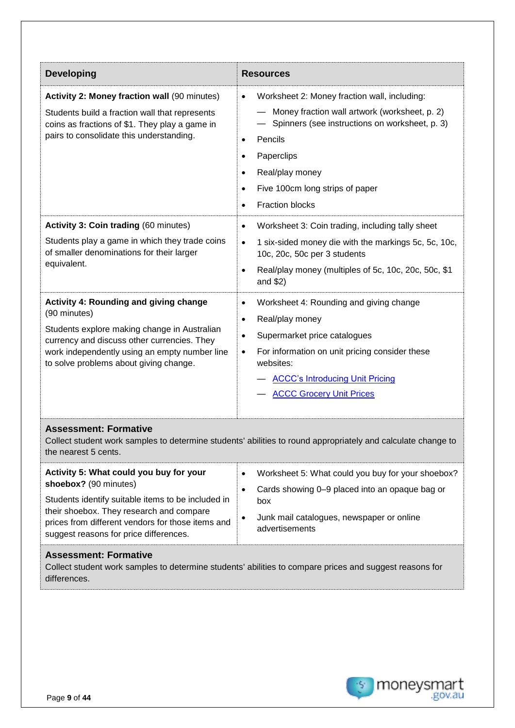| Developing | Resources |
| --- | --- |
| **Activity 2: Money fraction wall** (90 minutes)<br><br>Students build a fraction wall that represents coins as fractions of $1. They play a game in pairs to consolidate this understanding. | • Worksheet 2: Money fraction wall, including:<br>— Money fraction wall artwork (worksheet, p. 2)<br>— Spinners (see instructions on worksheet, p. 3)<br>• Pencils<br>• Paperclips<br>• Real/play money<br>• Five 100cm long strips of paper<br>• Fraction blocks |
| **Activity 3: Coin trading** (60 minutes)<br><br>Students play a game in which they trade coins of smaller denominations for their larger equivalent. | • Worksheet 3: Coin trading, including tally sheet<br>• 1 six-sided money die with the markings 5c, 5c, 10c, 10c, 20c, 50c per 3 students<br>• Real/play money (multiples of 5c, 10c, 20c, 50c, $1 and $2) |
| **Activity 4: Rounding and giving change** (90 minutes)<br><br>Students explore making change in Australian currency and discuss other currencies. They work independently using an empty number line to solve problems about giving change. | • Worksheet 4: Rounding and giving change<br>• Real/play money<br>• Supermarket price catalogues<br>• For information on unit pricing consider these websites:<br>— ACCC's Introducing Unit Pricing<br>— ACCC Grocery Unit Prices |
| **Assessment: Formative**<br>Collect student work samples to determine students' abilities to round appropriately and calculate change to the nearest 5 cents. | |
| **Activity 5: What could you buy for your shoebox?** (90 minutes)<br><br>Students identify suitable items to be included in their shoebox. They research and compare prices from different vendors for those items and suggest reasons for price differences. | • Worksheet 5: What could you buy for your shoebox?<br>• Cards showing 0–9 placed into an opaque bag or box<br>• Junk mail catalogues, newspaper or online advertisements |
| **Assessment: Formative**<br>Collect student work samples to determine students' abilities to compare prices and suggest reasons for differences. | |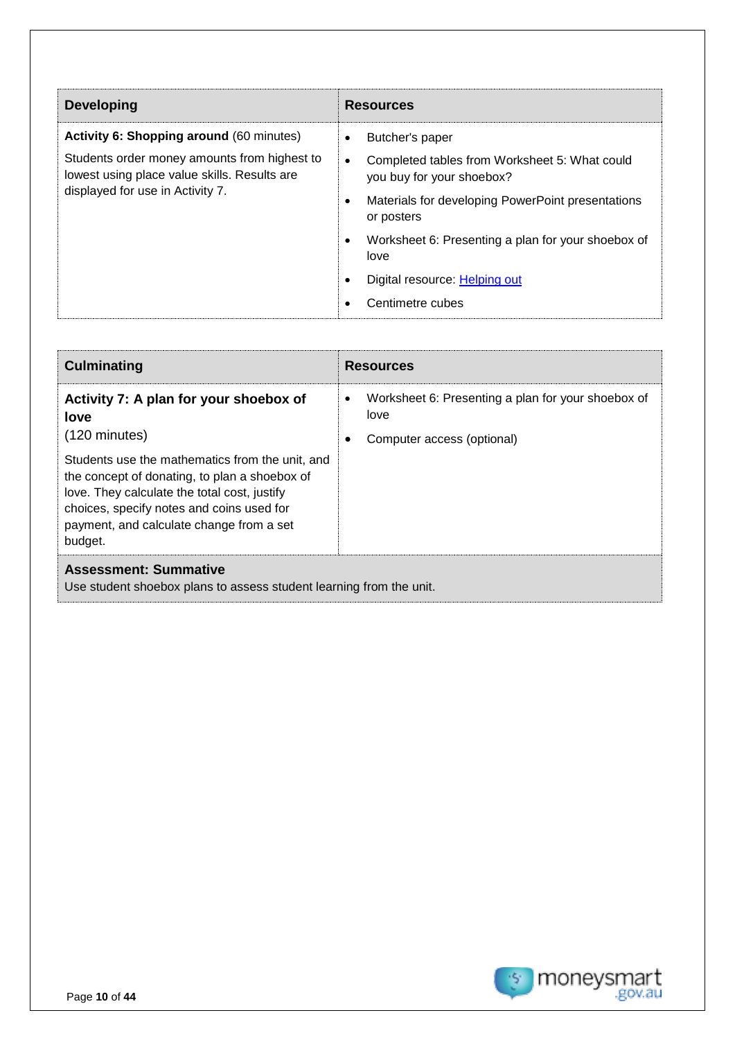| Developing | Resources |
| --- | --- |
| **Activity 6: Shopping around** (60 minutes)<br><br>Students order money amounts from highest to lowest using place value skills. Results are displayed for use in Activity 7. | • Butcher's paper<br>• Completed tables from Worksheet 5: What could you buy for your shoebox?<br>• Materials for developing PowerPoint presentations or posters<br>• Worksheet 6: Presenting a plan for your shoebox of love<br>• Digital resource: [Helping out]<br>• Centimetre cubes |

| Culminating | Resources |
| --- | --- |
| **Activity 7: A plan for your shoebox of love**<br>(120 minutes)<br><br>Students use the mathematics from the unit, and the concept of donating, to plan a shoebox of love. They calculate the total cost, justify choices, specify notes and coins used for payment, and calculate change from a set budget. | • Worksheet 6: Presenting a plan for your shoebox of love<br>• Computer access (optional) |
| **Assessment: Summative**<br>Use student shoebox plans to assess student learning from the unit. | |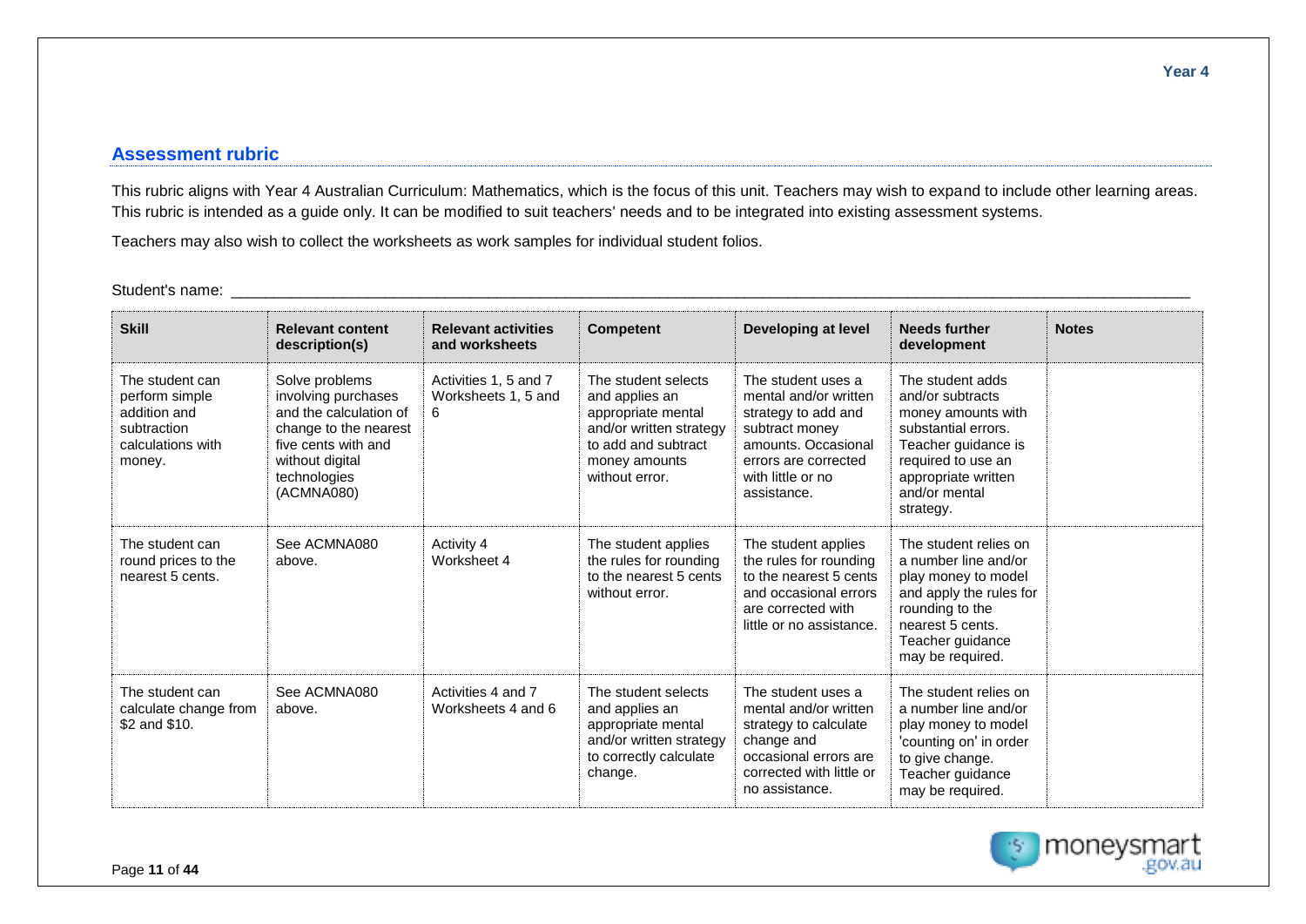## Assessment rubric

This rubric aligns with Year 4 Australian Curriculum: Mathematics, which is the focus of this unit. Teachers may wish to expand to include other learning areas. This rubric is intended as a guide only. It can be modified to suit teachers' needs and to be integrated into existing assessment systems.

Teachers may also wish to collect the worksheets as work samples for individual student folios.

Student's name: ___________________________________________

| Skill | Relevant content description(s) | Relevant activities and worksheets | Competent | Developing at level | Needs further development | Notes |
|---|---|---|---|---|---|---|
| The student can perform simple addition and subtraction calculations with money. | Solve problems involving purchases and the calculation of change to the nearest five cents with and without digital technologies (ACMNA080) | Activities 1, 5 and 7 Worksheets 1, 5 and 6 | The student selects and applies an appropriate mental and/or written strategy to add and subtract money amounts without error. | The student uses a mental and/or written strategy to add and subtract money amounts. Occasional errors are corrected with little or no assistance. | The student adds and/or subtracts money amounts with substantial errors. Teacher guidance is required to use an appropriate written and/or mental strategy. | |
| The student can round prices to the nearest 5 cents. | See ACMNA080 above. | Activity 4 Worksheet 4 | The student applies the rules for rounding to the nearest 5 cents without error. | The student applies the rules for rounding to the nearest 5 cents and occasional errors are corrected with little or no assistance. | The student relies on a number line and/or play money to model and apply the rules for rounding to the nearest 5 cents. Teacher guidance may be required. | |
| The student can calculate change from $2 and $10. | See ACMNA080 above. | Activities 4 and 7 Worksheets 4 and 6 | The student selects and applies an appropriate mental and/or written strategy to correctly calculate change. | The student uses a mental and/or written strategy to calculate change and occasional errors are corrected with little or no assistance. | The student relies on a number line and/or play money to model 'counting on' in order to give change. Teacher guidance may be required. | |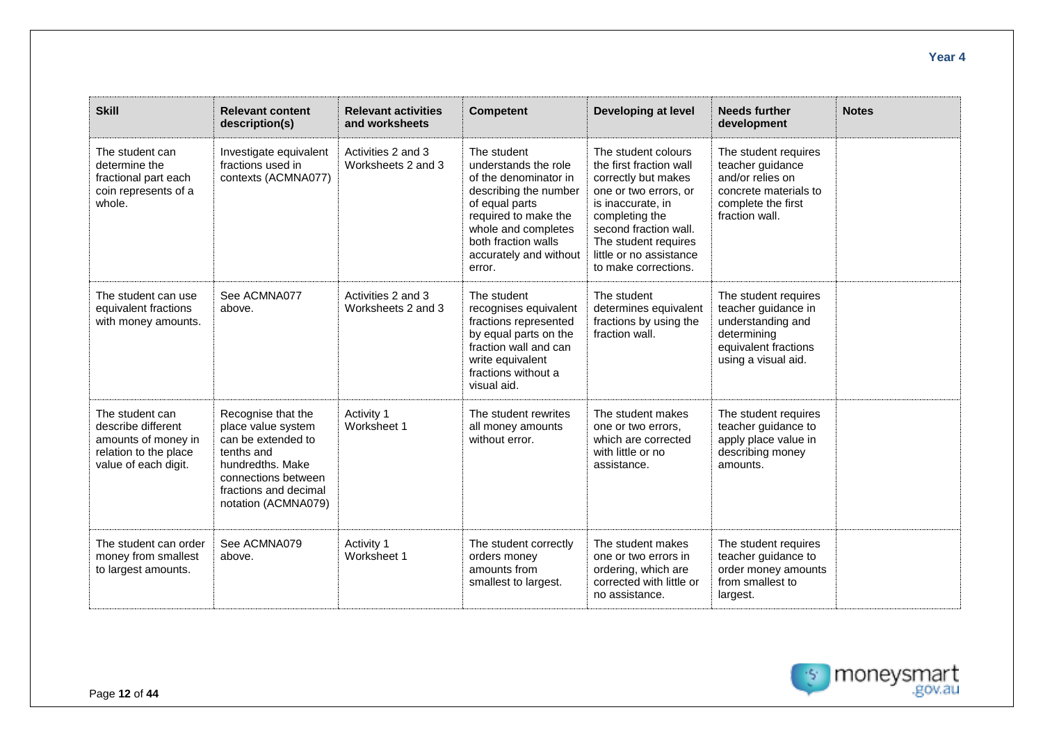| Skill | Relevant content description(s) | Relevant activities and worksheets | Competent | Developing at level | Needs further development | Notes |
| --- | --- | --- | --- | --- | --- | --- |
| The student can determine the fractional part each coin represents of a whole. | Investigate equivalent fractions used in contexts (ACMNA077) | Activities 2 and 3 Worksheets 2 and 3 | The student understands the role of the denominator in describing the number of equal parts required to make the whole and completes both fraction walls accurately and without error. | The student colours the first fraction wall correctly but makes one or two errors, or is inaccurate, in completing the second fraction wall. The student requires little or no assistance to make corrections. | The student requires teacher guidance and/or relies on concrete materials to complete the first fraction wall. | |
| The student can use equivalent fractions with money amounts. | See ACMNA077 above. | Activities 2 and 3 Worksheets 2 and 3 | The student recognises equivalent fractions represented by equal parts on the fraction wall and can write equivalent fractions without a visual aid. | The student determines equivalent fractions by using the fraction wall. | The student requires teacher guidance in understanding and determining equivalent fractions using a visual aid. | |
| The student can describe different amounts of money in relation to the place value of each digit. | Recognise that the place value system can be extended to tenths and hundredths. Make connections between fractions and decimal notation (ACMNA079) | Activity 1 Worksheet 1 | The student rewrites all money amounts without error. | The student makes one or two errors, which are corrected with little or no assistance. | The student requires teacher guidance to apply place value in describing money amounts. | |
| The student can order money from smallest to largest amounts. | See ACMNA079 above. | Activity 1 Worksheet 1 | The student correctly orders money amounts from smallest to largest. | The student makes one or two errors in ordering, which are corrected with little or no assistance. | The student requires teacher guidance to order money amounts from smallest to largest. | |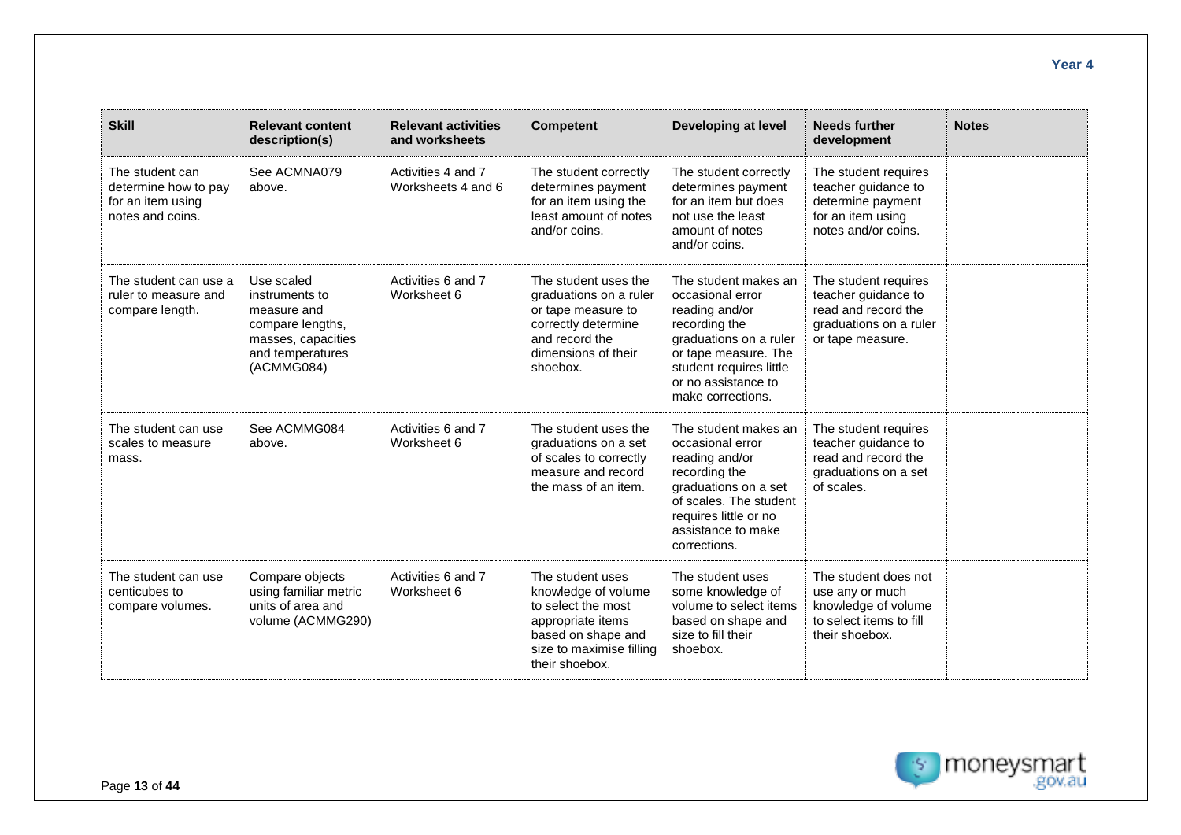| Skill | Relevant content description(s) | Relevant activities and worksheets | Competent | Developing at level | Needs further development | Notes |
|---|---|---|---|---|---|---|
| The student can determine how to pay for an item using notes and coins. | See ACMNA079 above. | Activities 4 and 7 Worksheets 4 and 6 | The student correctly determines payment for an item using the least amount of notes and/or coins. | The student correctly determines payment for an item but does not use the least amount of notes and/or coins. | The student requires teacher guidance to determine payment for an item using notes and/or coins. | |
| The student can use a ruler to measure and compare length. | Use scaled instruments to measure and compare lengths, masses, capacities and temperatures (ACMMG084) | Activities 6 and 7 Worksheet 6 | The student uses the graduations on a ruler or tape measure to correctly determine and record the dimensions of their shoebox. | The student makes an occasional error reading and/or recording the graduations on a ruler or tape measure. The student requires little or no assistance to make corrections. | The student requires teacher guidance to read and record the graduations on a ruler or tape measure. | |
| The student can use scales to measure mass. | See ACMMG084 above. | Activities 6 and 7 Worksheet 6 | The student uses the graduations on a set of scales to correctly measure and record the mass of an item. | The student makes an occasional error reading and/or recording the graduations on a set of scales. The student requires little or no assistance to make corrections. | The student requires teacher guidance to read and record the graduations on a set of scales. | |
| The student can use centicubes to compare volumes. | Compare objects using familiar metric units of area and volume (ACMMG290) | Activities 6 and 7 Worksheet 6 | The student uses knowledge of volume to select the most appropriate items based on shape and size to maximise filling their shoebox. | The student uses some knowledge of volume to select items based on shape and size to fill their shoebox. | The student does not use any or much knowledge of volume to select items to fill their shoebox. | |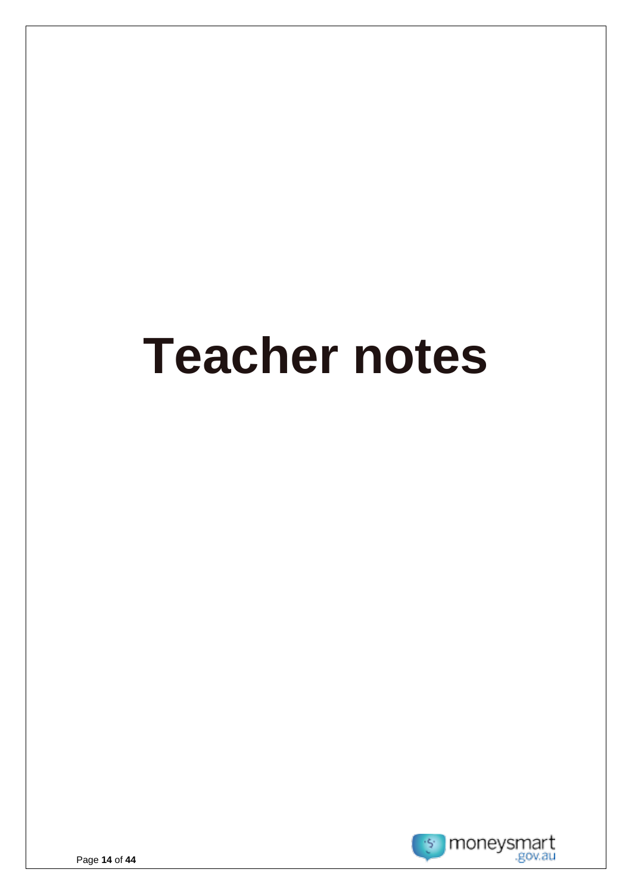# Teacher notes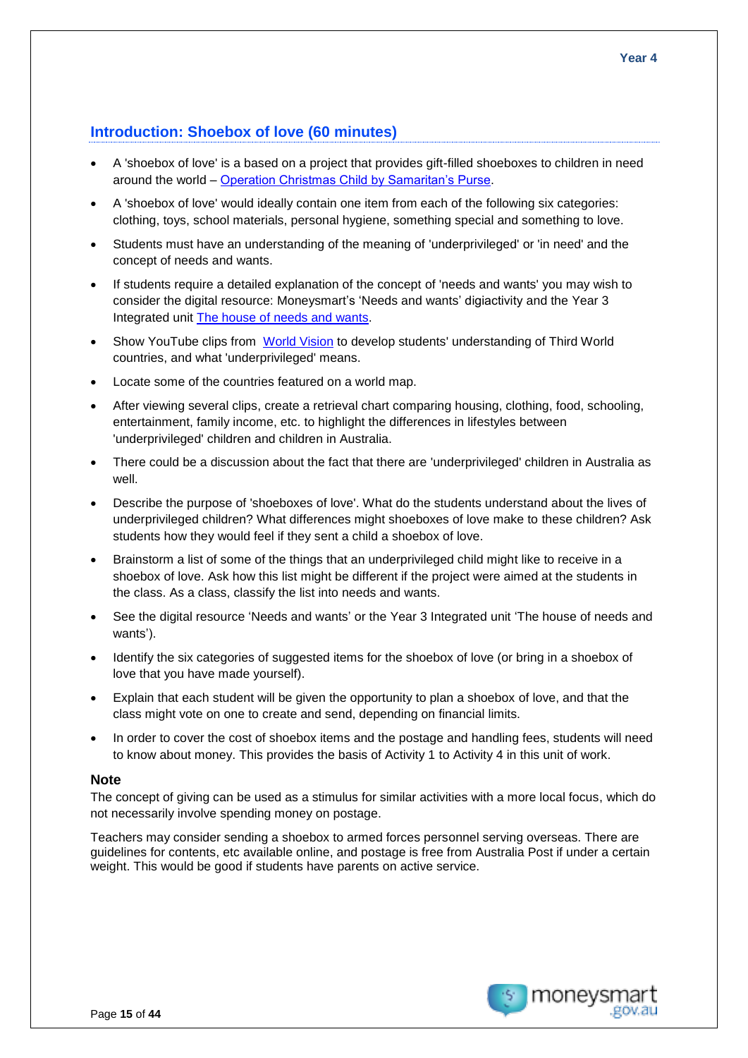## Introduction: Shoebox of love (60 minutes)

- A 'shoebox of love' is a based on a project that provides gift-filled shoeboxes to children in need around the world – [Operation Christmas Child by Samaritan's Purse]().
- A 'shoebox of love' would ideally contain one item from each of the following six categories: clothing, toys, school materials, personal hygiene, something special and something to love.
- Students must have an understanding of the meaning of 'underprivileged' or 'in need' and the concept of needs and wants.
- If students require a detailed explanation of the concept of 'needs and wants' you may wish to consider the digital resource: Moneysmart's 'Needs and wants' digiactivity and the Year 3 Integrated unit [The house of needs and wants]().
- Show YouTube clips from [World Vision]() to develop students' understanding of Third World countries, and what 'underprivileged' means.
- Locate some of the countries featured on a world map.
- After viewing several clips, create a retrieval chart comparing housing, clothing, food, schooling, entertainment, family income, etc. to highlight the differences in lifestyles between 'underprivileged' children and children in Australia.
- There could be a discussion about the fact that there are 'underprivileged' children in Australia as well.
- Describe the purpose of 'shoeboxes of love'. What do the students understand about the lives of underprivileged children? What differences might shoeboxes of love make to these children? Ask students how they would feel if they sent a child a shoebox of love.
- Brainstorm a list of some of the things that an underprivileged child might like to receive in a shoebox of love. Ask how this list might be different if the project were aimed at the students in the class. As a class, classify the list into needs and wants.
- See the digital resource 'Needs and wants' or the Year 3 Integrated unit 'The house of needs and wants').
- Identify the six categories of suggested items for the shoebox of love (or bring in a shoebox of love that you have made yourself).
- Explain that each student will be given the opportunity to plan a shoebox of love, and that the class might vote on one to create and send, depending on financial limits.
- In order to cover the cost of shoebox items and the postage and handling fees, students will need to know about money. This provides the basis of Activity 1 to Activity 4 in this unit of work.

### Note

The concept of giving can be used as a stimulus for similar activities with a more local focus, which do not necessarily involve spending money on postage.

Teachers may consider sending a shoebox to armed forces personnel serving overseas. There are guidelines for contents, etc available online, and postage is free from Australia Post if under a certain weight. This would be good if students have parents on active service.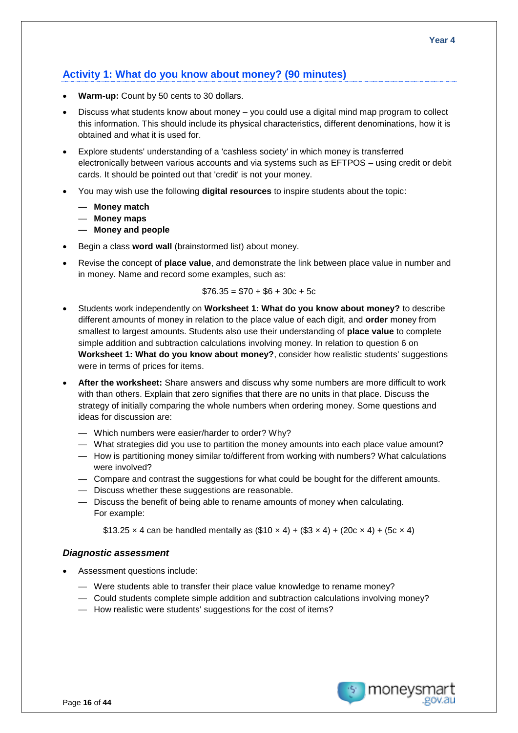## Activity 1: What do you know about money? (90 minutes)

- **Warm-up:** Count by 50 cents to 30 dollars.
- Discuss what students know about money – you could use a digital mind map program to collect this information. This should include its physical characteristics, different denominations, how it is obtained and what it is used for.
- Explore students' understanding of a 'cashless society' in which money is transferred electronically between various accounts and via systems such as EFTPOS – using credit or debit cards. It should be pointed out that 'credit' is not your money.
- You may wish use the following **digital resources** to inspire students about the topic:
  - **Money match**
  - **Money maps**
  - **Money and people**
- Begin a class **word wall** (brainstormed list) about money.
- Revise the concept of **place value**, and demonstrate the link between place value in number and in money. Name and record some examples, such as:

  $76.35 = $70 + $6 + 30c + 5c

- Students work independently on **Worksheet 1: What do you know about money?** to describe different amounts of money in relation to the place value of each digit, and **order** money from smallest to largest amounts. Students also use their understanding of **place value** to complete simple addition and subtraction calculations involving money. In relation to question 6 on **Worksheet 1: What do you know about money?**, consider how realistic students' suggestions were in terms of prices for items.
- **After the worksheet:** Share answers and discuss why some numbers are more difficult to work with than others. Explain that zero signifies that there are no units in that place. Discuss the strategy of initially comparing the whole numbers when ordering money. Some questions and ideas for discussion are:
  - Which numbers were easier/harder to order? Why?
  - What strategies did you use to partition the money amounts into each place value amount?
  - How is partitioning money similar to/different from working with numbers? What calculations were involved?
  - Compare and contrast the suggestions for what could be bought for the different amounts.
  - Discuss whether these suggestions are reasonable.
  - Discuss the benefit of being able to rename amounts of money when calculating. For example:

    $13.25 × 4 can be handled mentally as ($10 × 4) + ($3 × 4) + (20c × 4) + (5c × 4)

### *Diagnostic assessment*

- Assessment questions include:
  - Were students able to transfer their place value knowledge to rename money?
  - Could students complete simple addition and subtraction calculations involving money?
  - How realistic were students' suggestions for the cost of items?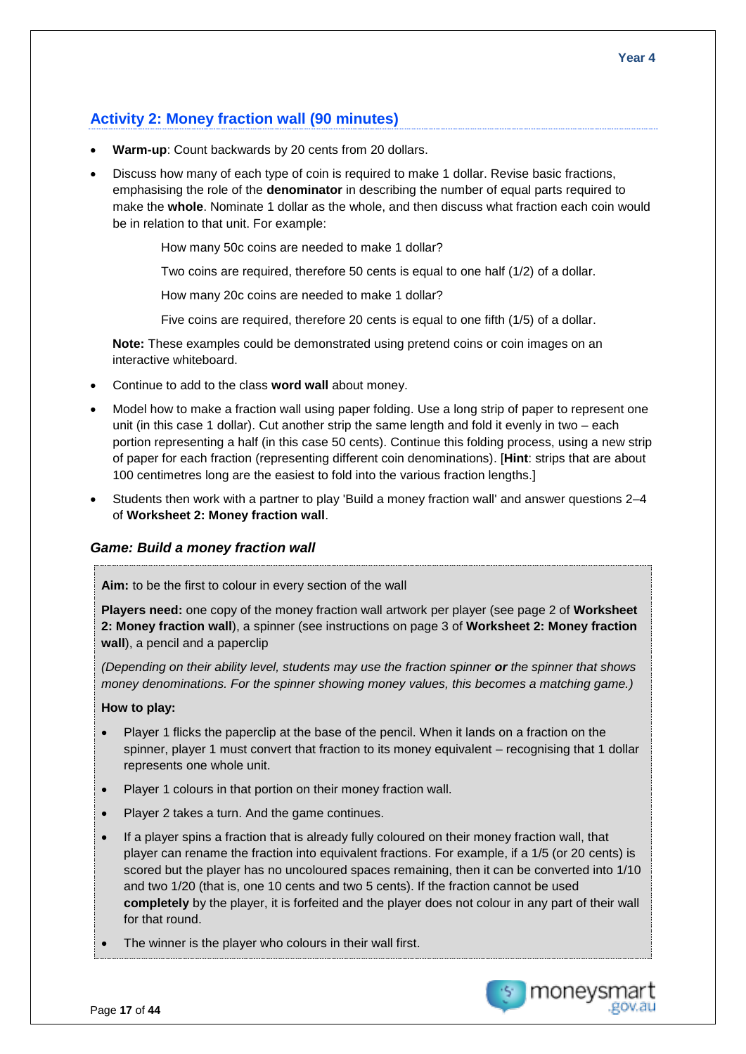## Activity 2: Money fraction wall (90 minutes)

- **Warm-up**: Count backwards by 20 cents from 20 dollars.
- Discuss how many of each type of coin is required to make 1 dollar. Revise basic fractions, emphasising the role of the **denominator** in describing the number of equal parts required to make the **whole**. Nominate 1 dollar as the whole, and then discuss what fraction each coin would be in relation to that unit. For example:

  How many 50c coins are needed to make 1 dollar?

  Two coins are required, therefore 50 cents is equal to one half (1/2) of a dollar.

  How many 20c coins are needed to make 1 dollar?

  Five coins are required, therefore 20 cents is equal to one fifth (1/5) of a dollar.

  **Note:** These examples could be demonstrated using pretend coins or coin images on an interactive whiteboard.

- Continue to add to the class **word wall** about money.
- Model how to make a fraction wall using paper folding. Use a long strip of paper to represent one unit (in this case 1 dollar). Cut another strip the same length and fold it evenly in two – each portion representing a half (in this case 50 cents). Continue this folding process, using a new strip of paper for each fraction (representing different coin denominations). [**Hint**: strips that are about 100 centimetres long are the easiest to fold into the various fraction lengths.]
- Students then work with a partner to play 'Build a money fraction wall' and answer questions 2–4 of **Worksheet 2: Money fraction wall**.

### *Game: Build a money fraction wall*

**Aim:** to be the first to colour in every section of the wall

**Players need:** one copy of the money fraction wall artwork per player (see page 2 of **Worksheet 2: Money fraction wall**), a spinner (see instructions on page 3 of **Worksheet 2: Money fraction wall**), a pencil and a paperclip

*(Depending on their ability level, students may use the fraction spinner **or** the spinner that shows money denominations. For the spinner showing money values, this becomes a matching game.)*

**How to play:**

- Player 1 flicks the paperclip at the base of the pencil. When it lands on a fraction on the spinner, player 1 must convert that fraction to its money equivalent – recognising that 1 dollar represents one whole unit.
- Player 1 colours in that portion on their money fraction wall.
- Player 2 takes a turn. And the game continues.
- If a player spins a fraction that is already fully coloured on their money fraction wall, that player can rename the fraction into equivalent fractions. For example, if a 1/5 (or 20 cents) is scored but the player has no uncoloured spaces remaining, then it can be converted into 1/10 and two 1/20 (that is, one 10 cents and two 5 cents). If the fraction cannot be used **completely** by the player, it is forfeited and the player does not colour in any part of their wall for that round.
- The winner is the player who colours in their wall first.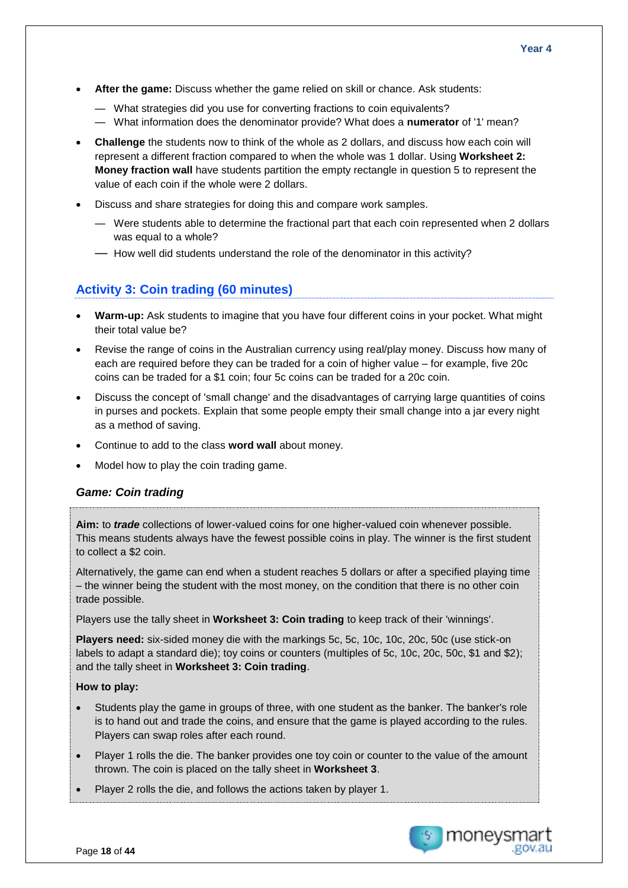- **After the game:** Discuss whether the game relied on skill or chance. Ask students:
  - — What strategies did you use for converting fractions to coin equivalents?
  - — What information does the denominator provide? What does a **numerator** of '1' mean?
- **Challenge** the students now to think of the whole as 2 dollars, and discuss how each coin will represent a different fraction compared to when the whole was 1 dollar. Using **Worksheet 2: Money fraction wall** have students partition the empty rectangle in question 5 to represent the value of each coin if the whole were 2 dollars.
- Discuss and share strategies for doing this and compare work samples.
  - — Were students able to determine the fractional part that each coin represented when 2 dollars was equal to a whole?
  - — How well did students understand the role of the denominator in this activity?

## Activity 3: Coin trading (60 minutes)

- **Warm-up:** Ask students to imagine that you have four different coins in your pocket. What might their total value be?
- Revise the range of coins in the Australian currency using real/play money. Discuss how many of each are required before they can be traded for a coin of higher value – for example, five 20c coins can be traded for a $1 coin; four 5c coins can be traded for a 20c coin.
- Discuss the concept of 'small change' and the disadvantages of carrying large quantities of coins in purses and pockets. Explain that some people empty their small change into a jar every night as a method of saving.
- Continue to add to the class **word wall** about money.
- Model how to play the coin trading game.

### *Game: Coin trading*

**Aim:** to ***trade*** collections of lower-valued coins for one higher-valued coin whenever possible. This means students always have the fewest possible coins in play. The winner is the first student to collect a $2 coin.

Alternatively, the game can end when a student reaches 5 dollars or after a specified playing time – the winner being the student with the most money, on the condition that there is no other coin trade possible.

Players use the tally sheet in **Worksheet 3: Coin trading** to keep track of their 'winnings'.

**Players need:** six-sided money die with the markings 5c, 5c, 10c, 10c, 20c, 50c (use stick-on labels to adapt a standard die); toy coins or counters (multiples of 5c, 10c, 20c, 50c, $1 and $2); and the tally sheet in **Worksheet 3: Coin trading**.

**How to play:**

- Students play the game in groups of three, with one student as the banker. The banker's role is to hand out and trade the coins, and ensure that the game is played according to the rules. Players can swap roles after each round.
- Player 1 rolls the die. The banker provides one toy coin or counter to the value of the amount thrown. The coin is placed on the tally sheet in **Worksheet 3**.
- Player 2 rolls the die, and follows the actions taken by player 1.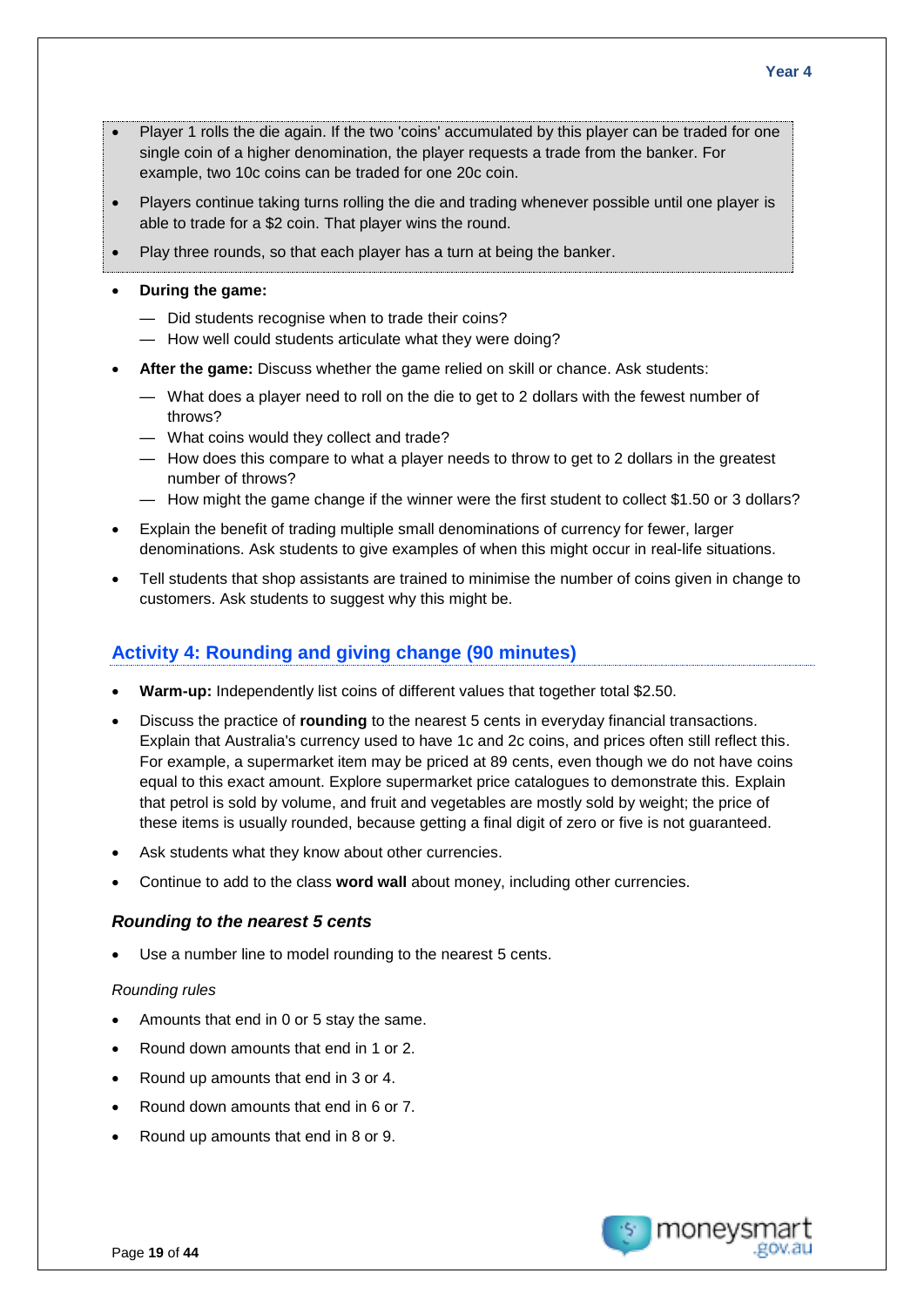- Player 1 rolls the die again. If the two 'coins' accumulated by this player can be traded for one single coin of a higher denomination, the player requests a trade from the banker. For example, two 10c coins can be traded for one 20c coin.
- Players continue taking turns rolling the die and trading whenever possible until one player is able to trade for a $2 coin. That player wins the round.
- Play three rounds, so that each player has a turn at being the banker.

- **During the game:**
  - Did students recognise when to trade their coins?
  - How well could students articulate what they were doing?
- **After the game:** Discuss whether the game relied on skill or chance. Ask students:
  - What does a player need to roll on the die to get to 2 dollars with the fewest number of throws?
  - What coins would they collect and trade?
  - How does this compare to what a player needs to throw to get to 2 dollars in the greatest number of throws?
  - How might the game change if the winner were the first student to collect $1.50 or 3 dollars?
- Explain the benefit of trading multiple small denominations of currency for fewer, larger denominations. Ask students to give examples of when this might occur in real-life situations.
- Tell students that shop assistants are trained to minimise the number of coins given in change to customers. Ask students to suggest why this might be.

## Activity 4: Rounding and giving change (90 minutes)

- **Warm-up:** Independently list coins of different values that together total $2.50.
- Discuss the practice of **rounding** to the nearest 5 cents in everyday financial transactions. Explain that Australia's currency used to have 1c and 2c coins, and prices often still reflect this. For example, a supermarket item may be priced at 89 cents, even though we do not have coins equal to this exact amount. Explore supermarket price catalogues to demonstrate this. Explain that petrol is sold by volume, and fruit and vegetables are mostly sold by weight; the price of these items is usually rounded, because getting a final digit of zero or five is not guaranteed.
- Ask students what they know about other currencies.
- Continue to add to the class **word wall** about money, including other currencies.

### *Rounding to the nearest 5 cents*

- Use a number line to model rounding to the nearest 5 cents.

*Rounding rules*

- Amounts that end in 0 or 5 stay the same.
- Round down amounts that end in 1 or 2.
- Round up amounts that end in 3 or 4.
- Round down amounts that end in 6 or 7.
- Round up amounts that end in 8 or 9.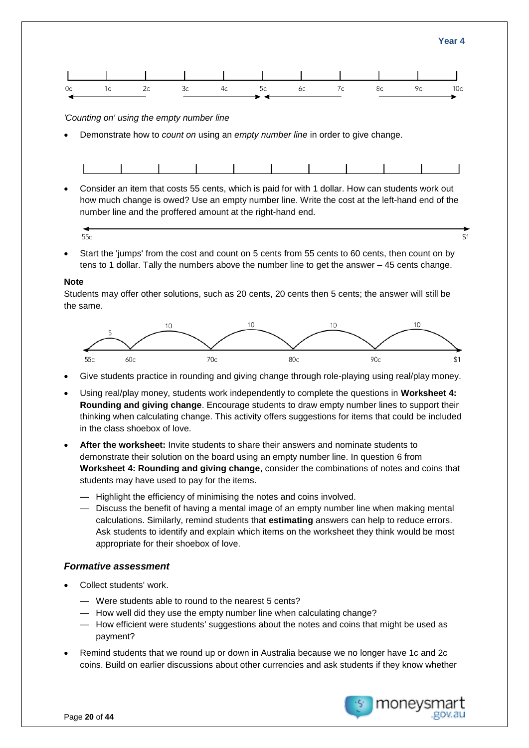0c 1c 2c 3c 4c 5c 6c 7c 8c 9c 10c

*'Counting on' using the empty number line*

- Demonstrate how to *count on* using an *empty number line* in order to give change.

- Consider an item that costs 55 cents, which is paid for with 1 dollar. How can students work out how much change is owed? Use an empty number line. Write the cost at the left-hand end of the number line and the proffered amount at the right-hand end.

55c $1

- Start the 'jumps' from the cost and count on 5 cents from 55 cents to 60 cents, then count on by tens to 1 dollar. Tally the numbers above the number line to get the answer – 45 cents change.

**Note**

Students may offer other solutions, such as 20 cents, 20 cents then 5 cents; the answer will still be the same.

5 10 10 10 10

55c 60c 70c 80c 90c $1

- Give students practice in rounding and giving change through role-playing using real/play money.
- Using real/play money, students work independently to complete the questions in **Worksheet 4: Rounding and giving change**. Encourage students to draw empty number lines to support their thinking when calculating change. This activity offers suggestions for items that could be included in the class shoebox of love.
- **After the worksheet:** Invite students to share their answers and nominate students to demonstrate their solution on the board using an empty number line. In question 6 from **Worksheet 4: Rounding and giving change**, consider the combinations of notes and coins that students may have used to pay for the items.
  - Highlight the efficiency of minimising the notes and coins involved.
  - Discuss the benefit of having a mental image of an empty number line when making mental calculations. Similarly, remind students that **estimating** answers can help to reduce errors. Ask students to identify and explain which items on the worksheet they think would be most appropriate for their shoebox of love.

### *Formative assessment*

- Collect students' work.
  - Were students able to round to the nearest 5 cents?
  - How well did they use the empty number line when calculating change?
  - How efficient were students' suggestions about the notes and coins that might be used as payment?
- Remind students that we round up or down in Australia because we no longer have 1c and 2c coins. Build on earlier discussions about other currencies and ask students if they know whether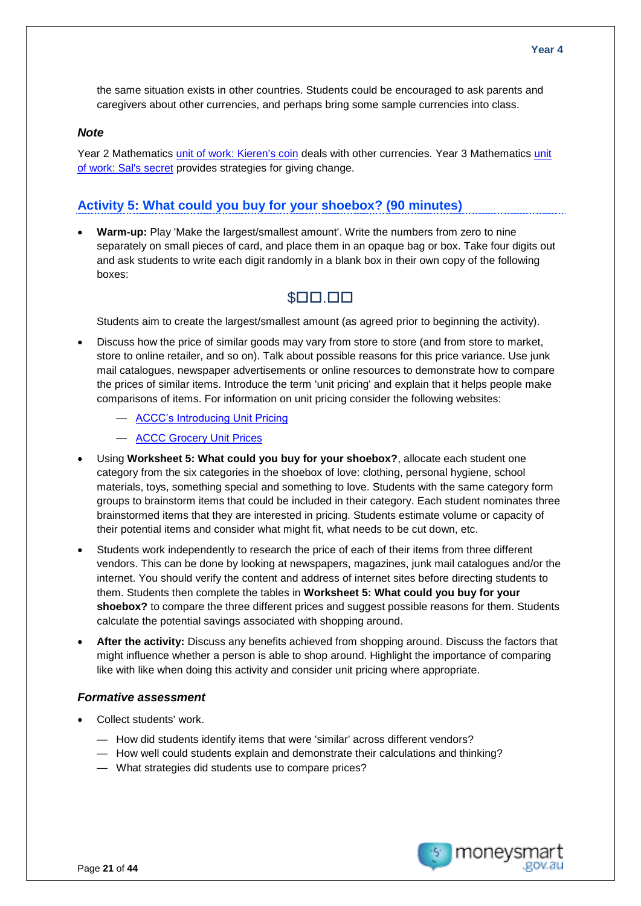the same situation exists in other countries. Students could be encouraged to ask parents and caregivers about other currencies, and perhaps bring some sample currencies into class.

### *Note*

Year 2 Mathematics unit of work: Kieren's coin deals with other currencies. Year 3 Mathematics unit of work: Sal's secret provides strategies for giving change.

## Activity 5: What could you buy for your shoebox? (90 minutes)

- **Warm-up:** Play 'Make the largest/smallest amount'. Write the numbers from zero to nine separately on small pieces of card, and place them in an opaque bag or box. Take four digits out and ask students to write each digit randomly in a blank box in their own copy of the following boxes:

  $☐☐.☐☐

  Students aim to create the largest/smallest amount (as agreed prior to beginning the activity).

- Discuss how the price of similar goods may vary from store to store (and from store to market, store to online retailer, and so on). Talk about possible reasons for this price variance. Use junk mail catalogues, newspaper advertisements or online resources to demonstrate how to compare the prices of similar items. Introduce the term 'unit pricing' and explain that it helps people make comparisons of items. For information on unit pricing consider the following websites:
  - ACCC's Introducing Unit Pricing
  - ACCC Grocery Unit Prices
- Using **Worksheet 5: What could you buy for your shoebox?**, allocate each student one category from the six categories in the shoebox of love: clothing, personal hygiene, school materials, toys, something special and something to love. Students with the same category form groups to brainstorm items that could be included in their category. Each student nominates three brainstormed items that they are interested in pricing. Students estimate volume or capacity of their potential items and consider what might fit, what needs to be cut down, etc.
- Students work independently to research the price of each of their items from three different vendors. This can be done by looking at newspapers, magazines, junk mail catalogues and/or the internet. You should verify the content and address of internet sites before directing students to them. Students then complete the tables in **Worksheet 5: What could you buy for your shoebox?** to compare the three different prices and suggest possible reasons for them. Students calculate the potential savings associated with shopping around.
- **After the activity:** Discuss any benefits achieved from shopping around. Discuss the factors that might influence whether a person is able to shop around. Highlight the importance of comparing like with like when doing this activity and consider unit pricing where appropriate.

### *Formative assessment*

- Collect students' work.
  - How did students identify items that were 'similar' across different vendors?
  - How well could students explain and demonstrate their calculations and thinking?
  - What strategies did students use to compare prices?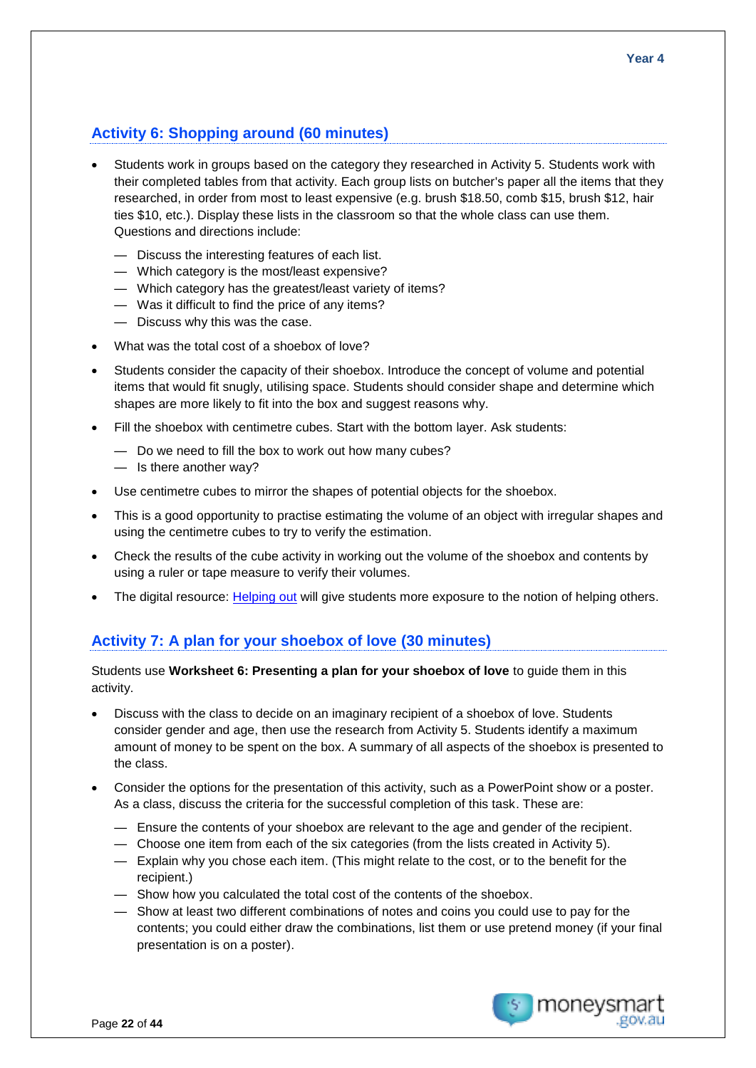## Activity 6: Shopping around (60 minutes)

- Students work in groups based on the category they researched in Activity 5. Students work with their completed tables from that activity. Each group lists on butcher's paper all the items that they researched, in order from most to least expensive (e.g. brush $18.50, comb $15, brush $12, hair ties $10, etc.). Display these lists in the classroom so that the whole class can use them. Questions and directions include:
  - Discuss the interesting features of each list.
  - Which category is the most/least expensive?
  - Which category has the greatest/least variety of items?
  - Was it difficult to find the price of any items?
  - Discuss why this was the case.
- What was the total cost of a shoebox of love?
- Students consider the capacity of their shoebox. Introduce the concept of volume and potential items that would fit snugly, utilising space. Students should consider shape and determine which shapes are more likely to fit into the box and suggest reasons why.
- Fill the shoebox with centimetre cubes. Start with the bottom layer. Ask students:
  - Do we need to fill the box to work out how many cubes?
  - Is there another way?
- Use centimetre cubes to mirror the shapes of potential objects for the shoebox.
- This is a good opportunity to practise estimating the volume of an object with irregular shapes and using the centimetre cubes to try to verify the estimation.
- Check the results of the cube activity in working out the volume of the shoebox and contents by using a ruler or tape measure to verify their volumes.
- The digital resource: Helping out will give students more exposure to the notion of helping others.

## Activity 7: A plan for your shoebox of love (30 minutes)

Students use **Worksheet 6: Presenting a plan for your shoebox of love** to guide them in this activity.

- Discuss with the class to decide on an imaginary recipient of a shoebox of love. Students consider gender and age, then use the research from Activity 5. Students identify a maximum amount of money to be spent on the box. A summary of all aspects of the shoebox is presented to the class.
- Consider the options for the presentation of this activity, such as a PowerPoint show or a poster. As a class, discuss the criteria for the successful completion of this task. These are:
  - Ensure the contents of your shoebox are relevant to the age and gender of the recipient.
  - Choose one item from each of the six categories (from the lists created in Activity 5).
  - Explain why you chose each item. (This might relate to the cost, or to the benefit for the recipient.)
  - Show how you calculated the total cost of the contents of the shoebox.
  - Show at least two different combinations of notes and coins you could use to pay for the contents; you could either draw the combinations, list them or use pretend money (if your final presentation is on a poster).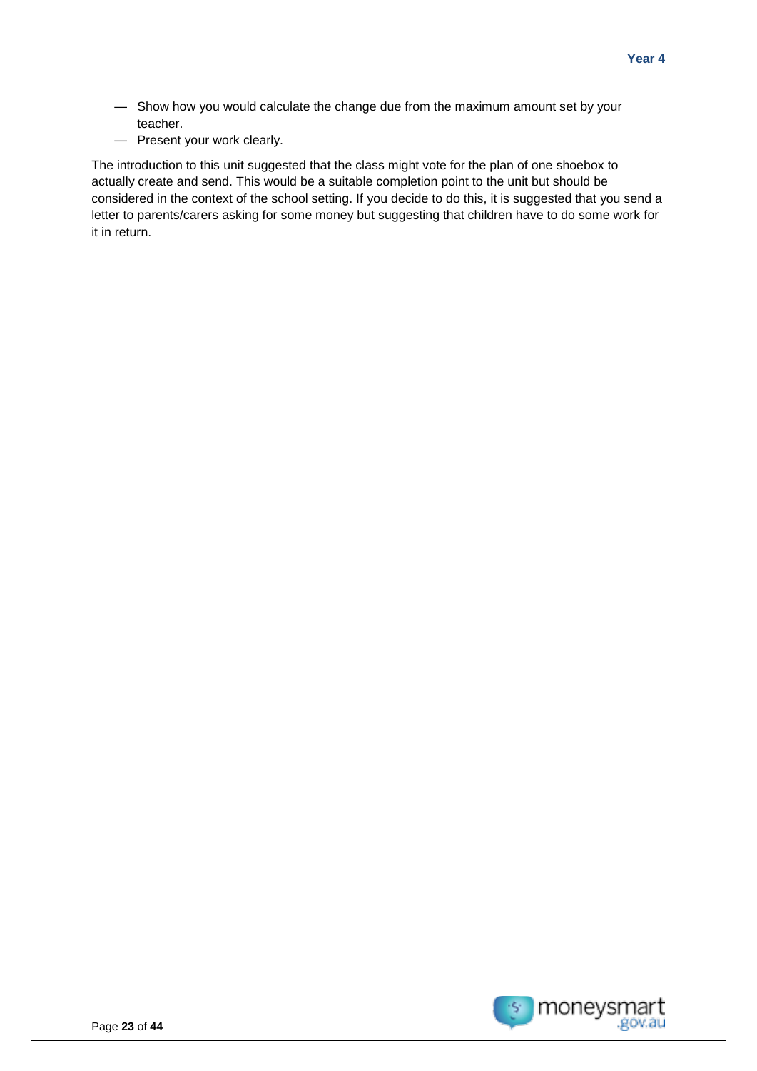- Show how you would calculate the change due from the maximum amount set by your teacher.
- Present your work clearly.

The introduction to this unit suggested that the class might vote for the plan of one shoebox to actually create and send. This would be a suitable completion point to the unit but should be considered in the context of the school setting. If you decide to do this, it is suggested that you send a letter to parents/carers asking for some money but suggesting that children have to do some work for it in return.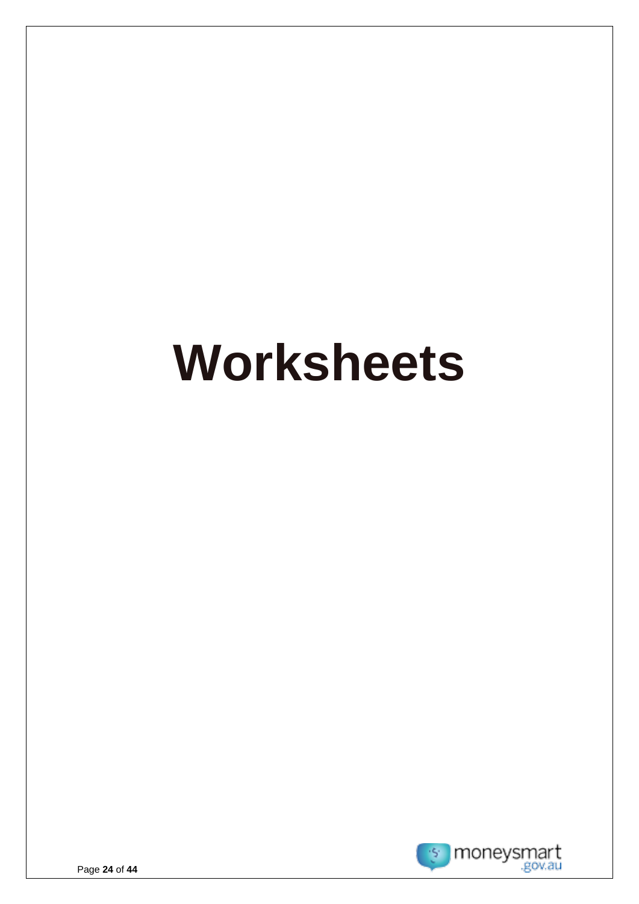# Worksheets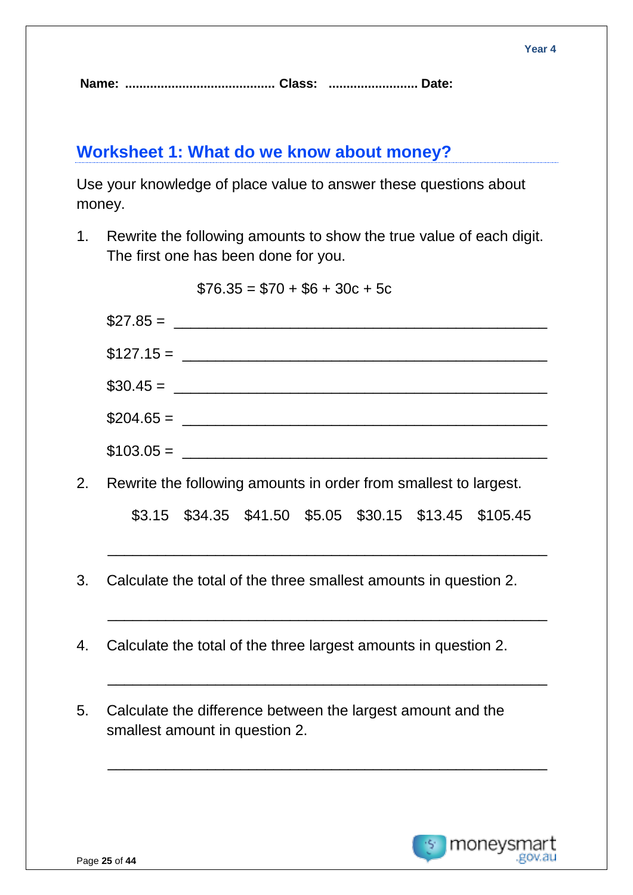Year 4

**Name:** .......................................... **Class:** ......................... **Date:**

## Worksheet 1: What do we know about money?

Use your knowledge of place value to answer these questions about money.

1. Rewrite the following amounts to show the true value of each digit. The first one has been done for you.

   $76.35 = $70 + $6 + 30c + 5c

   $27.85 = ______________________________________________

   $127.15 = ______________________________________________

   $30.45 = ______________________________________________

   $204.65 = ______________________________________________

   $103.05 = ______________________________________________

2. Rewrite the following amounts in order from smallest to largest.

   $3.15 $34.35 $41.50 $5.05 $30.15 $13.45 $105.45

   ______________________________________________

3. Calculate the total of the three smallest amounts in question 2.

   ______________________________________________

4. Calculate the total of the three largest amounts in question 2.

   ______________________________________________

5. Calculate the difference between the largest amount and the smallest amount in question 2.

   ______________________________________________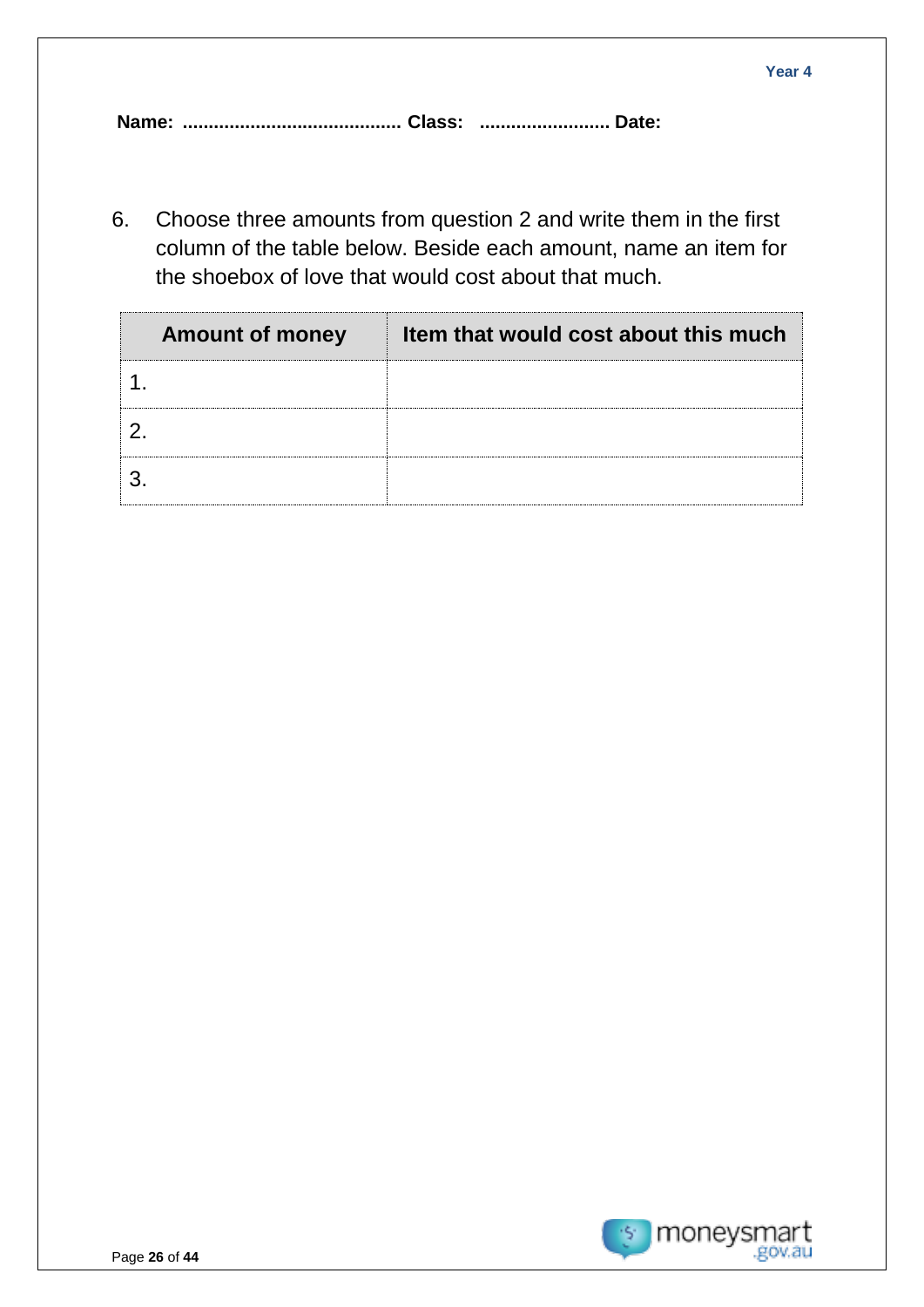**Name: .......................................... Class: ......................... Date:**

6. Choose three amounts from question 2 and write them in the first column of the table below. Beside each amount, name an item for the shoebox of love that would cost about that much.

| Amount of money | Item that would cost about this much |
|---|---|
| 1. | |
| 2. | |
| 3. | |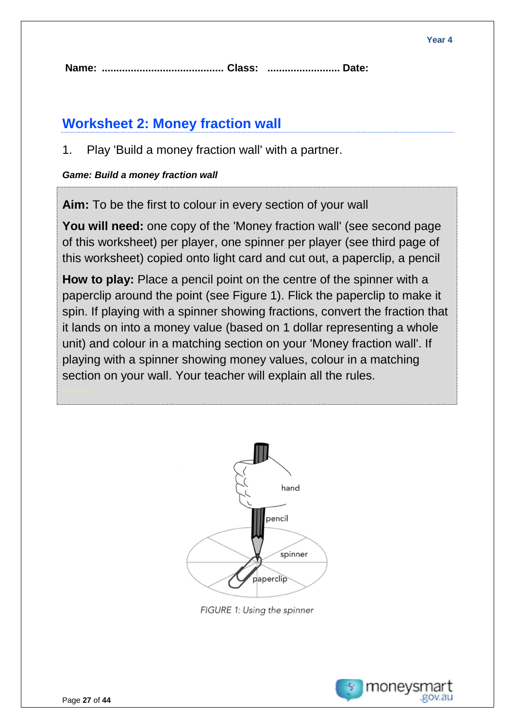Year 4

**Name:** ......................................... **Class:** ......................... **Date:**

## Worksheet 2: Money fraction wall

1. Play 'Build a money fraction wall' with a partner.

***Game: Build a money fraction wall***

**Aim:** To be the first to colour in every section of your wall

**You will need:** one copy of the 'Money fraction wall' (see second page of this worksheet) per player, one spinner per player (see third page of this worksheet) copied onto light card and cut out, a paperclip, a pencil

**How to play:** Place a pencil point on the centre of the spinner with a paperclip around the point (see Figure 1). Flick the paperclip to make it spin. If playing with a spinner showing fractions, convert the fraction that it lands on into a money value (based on 1 dollar representing a whole unit) and colour in a matching section on your 'Money fraction wall'. If playing with a spinner showing money values, colour in a matching section on your wall. Your teacher will explain all the rules.

hand

pencil

spinner

paperclip

FIGURE 1: Using the spinner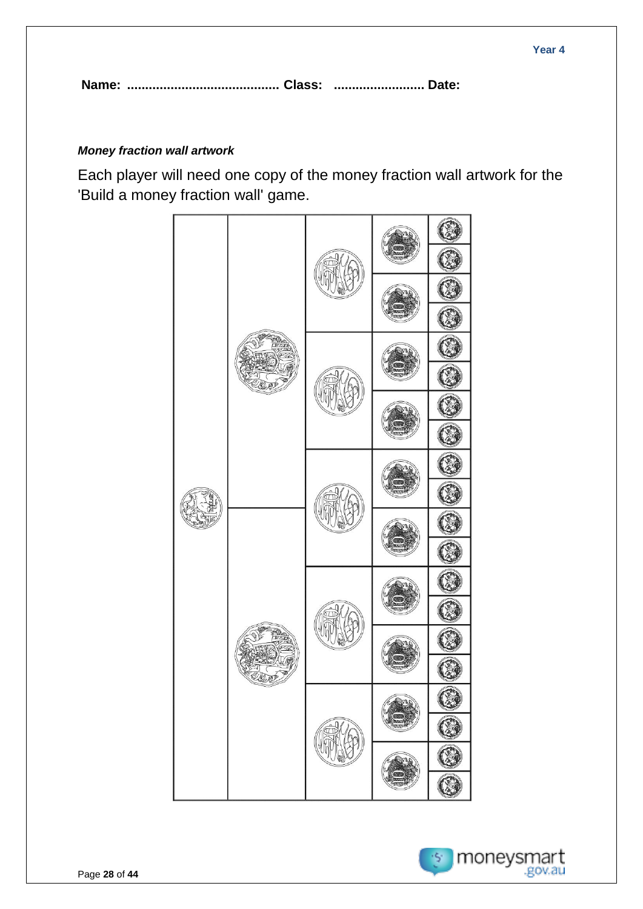**Name:** .......................................... **Class:** ......................... **Date:**

***Money fraction wall artwork***

Each player will need one copy of the money fraction wall artwork for the 'Build a money fraction wall' game.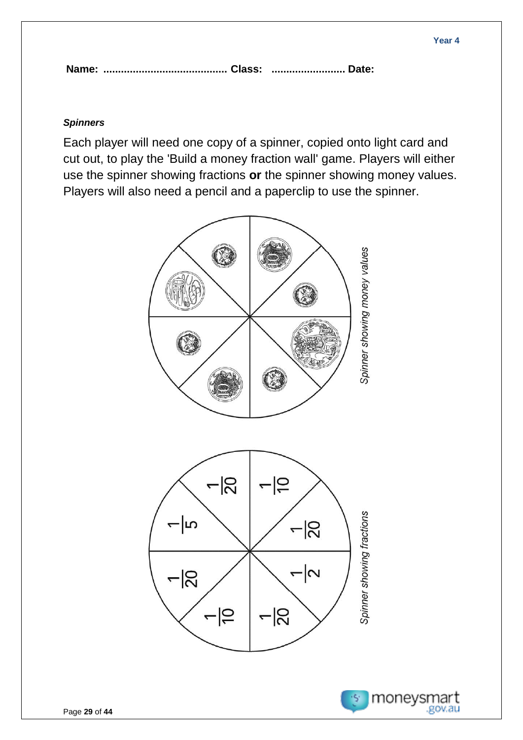**Name: .......................................... Class: ......................... Date:**

***Spinners***

Each player will need one copy of a spinner, copied onto light card and cut out, to play the 'Build a money fraction wall' game. Players will either use the spinner showing fractions **or** the spinner showing money values. Players will also need a pencil and a paperclip to use the spinner.

*Spinner showing money values*

$\frac{1}{20}$ $\frac{1}{10}$ $\frac{1}{5}$ $\frac{1}{20}$ $\frac{1}{20}$ $\frac{1}{2}$ $\frac{1}{10}$ $\frac{1}{20}$

*Spinner showing fractions*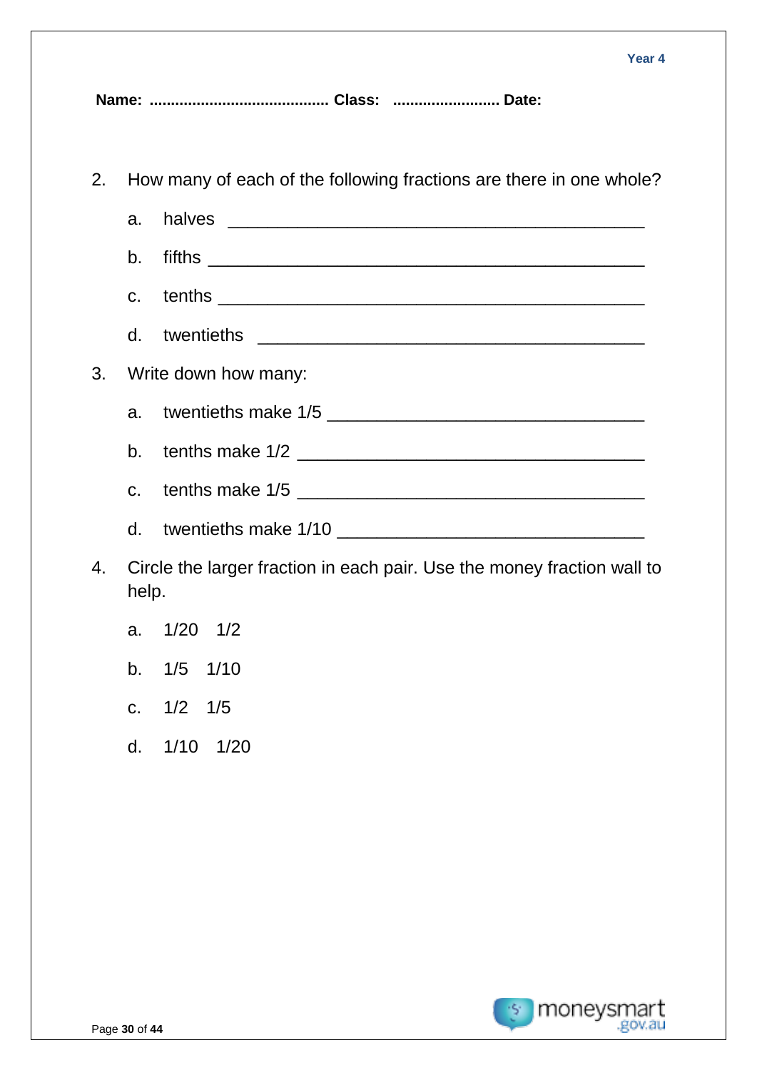**Name: .......................................... Class: ......................... Date:**

2. How many of each of the following fractions are there in one whole?

   a. halves ___________________________________________

   b. fifths _____________________________________________

   c. tenths _____________________________________________

   d. twentieths _________________________________________

3. Write down how many:

   a. twentieths make 1/5 _________________________________

   b. tenths make 1/2 ____________________________________

   c. tenths make 1/5 ____________________________________

   d. twentieths make 1/10 ________________________________

4. Circle the larger fraction in each pair. Use the money fraction wall to help.

   a. 1/20 1/2

   b. 1/5 1/10

   c. 1/2 1/5

   d. 1/10 1/20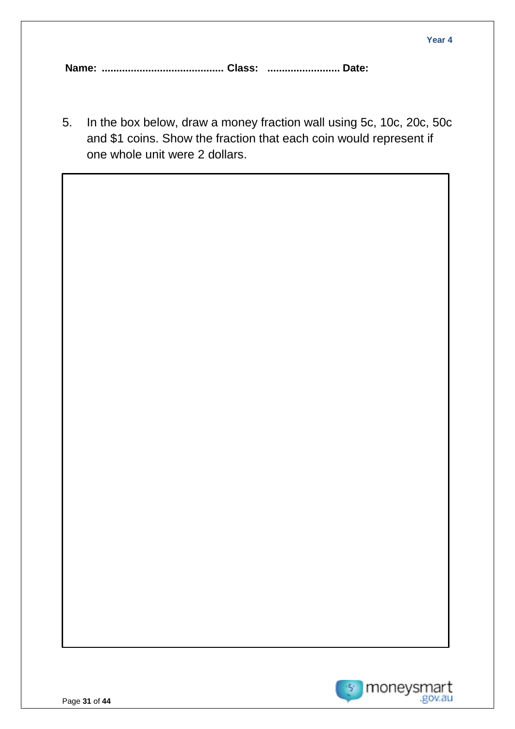**Name:** .......................................... **Class:** ......................... **Date:**

5. In the box below, draw a money fraction wall using 5c, 10c, 20c, 50c and $1 coins. Show the fraction that each coin would represent if one whole unit were 2 dollars.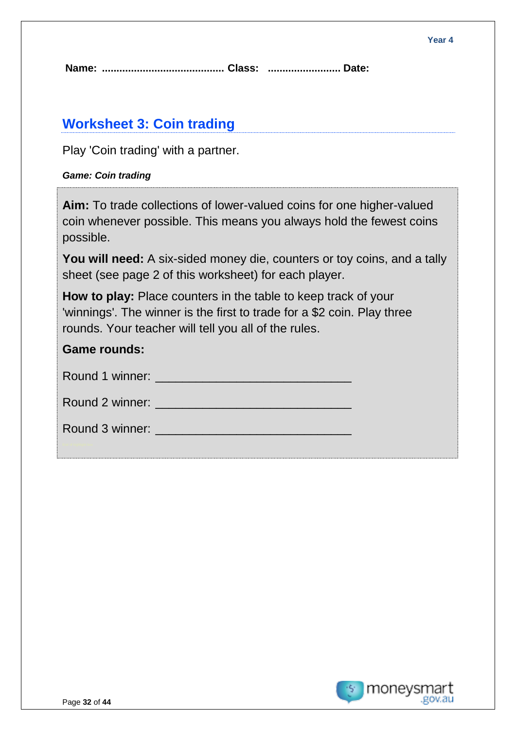**Name:** .......................................... **Class:** ......................... **Date:**

## Worksheet 3: Coin trading

Play 'Coin trading' with a partner.

***Game: Coin trading***

**Aim:** To trade collections of lower-valued coins for one higher-valued coin whenever possible. This means you always hold the fewest coins possible.

**You will need:** A six-sided money die, counters or toy coins, and a tally sheet (see page 2 of this worksheet) for each player.

**How to play:** Place counters in the table to keep track of your 'winnings'. The winner is the first to trade for a $2 coin. Play three rounds. Your teacher will tell you all of the rules.

**Game rounds:**

Round 1 winner: ______________________________

Round 2 winner: ______________________________

Round 3 winner: ______________________________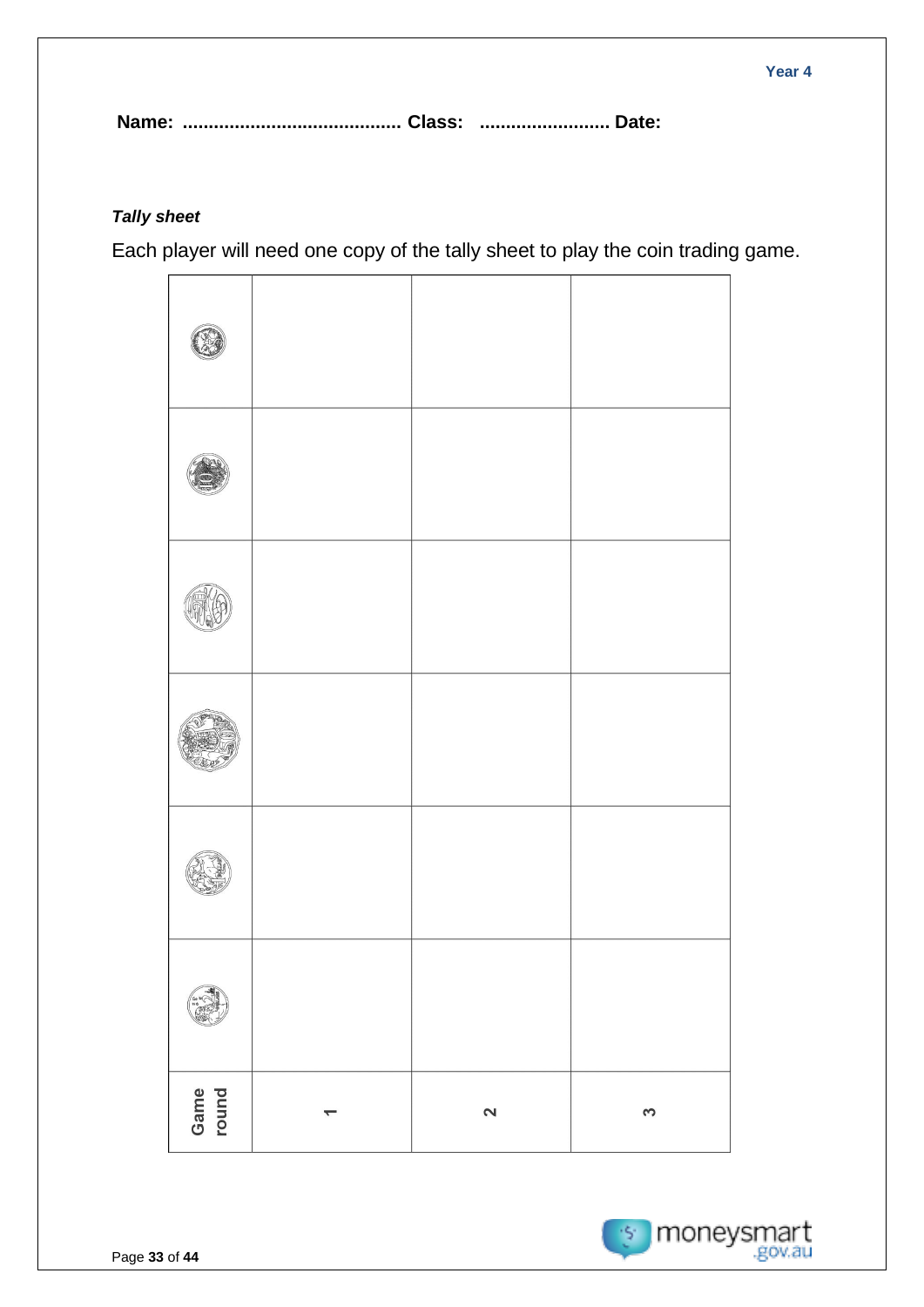Year 4

**Name:** ........................................ **Class:** ........................ **Date:**

***Tally sheet***

Each player will need one copy of the tally sheet to play the coin trading game.

| Game round | 1 | 2 | 3 |
|---|---|---|---|
| | | | |
| | | | |
| | | | |
| | | | |
| | | | |
| | | | |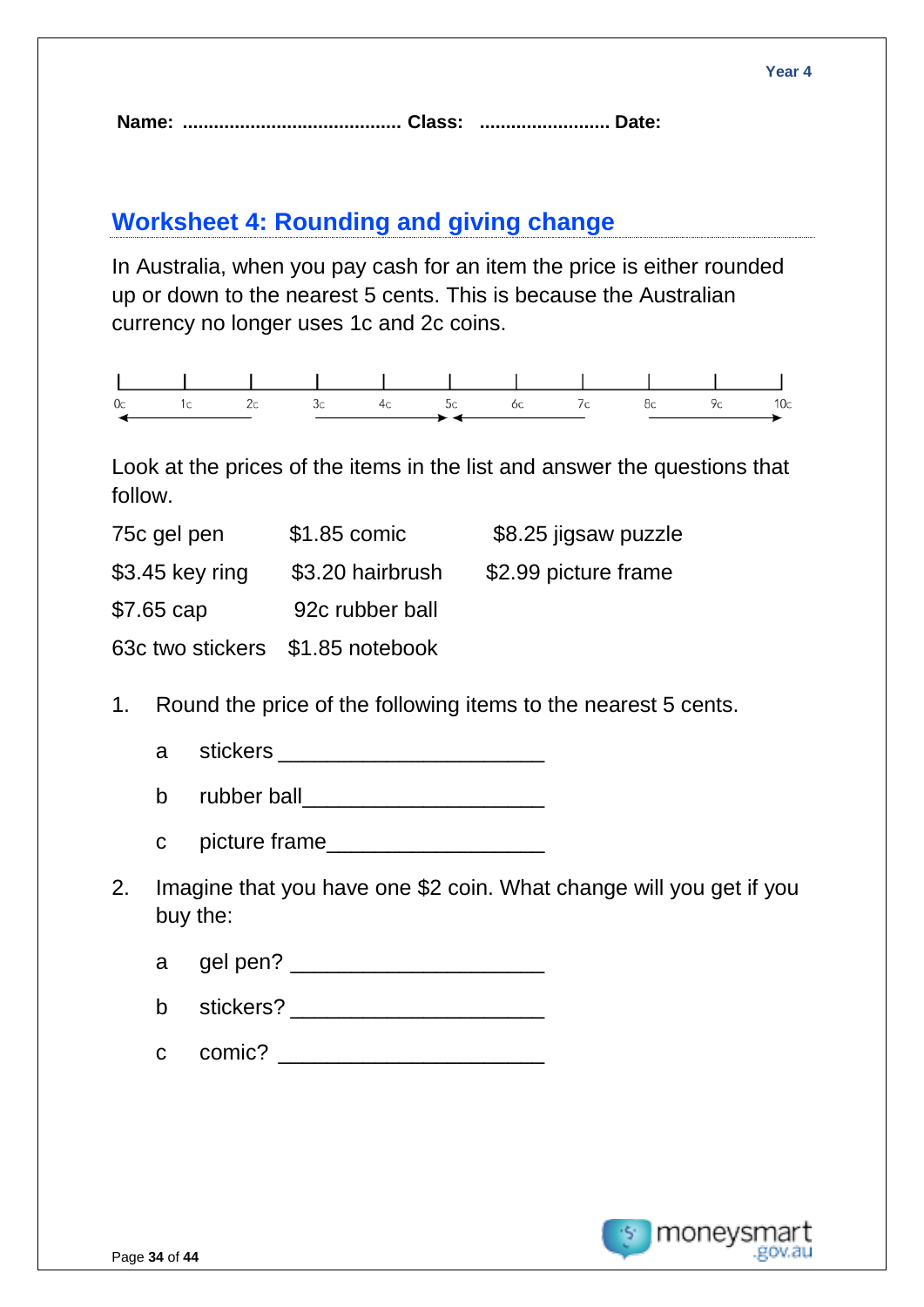Year 4

**Name:** .......................................... **Class:** ......................... **Date:**

## Worksheet 4: Rounding and giving change

In Australia, when you pay cash for an item the price is either rounded up or down to the nearest 5 cents. This is because the Australian currency no longer uses 1c and 2c coins.

0c 1c 2c 3c 4c 5c 6c 7c 8c 9c 10c

Look at the prices of the items in the list and answer the questions that follow.

| | | |
|---|---|---|
| 75c gel pen | $1.85 comic | $8.25 jigsaw puzzle |
| $3.45 key ring | $3.20 hairbrush | $2.99 picture frame |
| $7.65 cap | 92c rubber ball | |
| 63c two stickers | $1.85 notebook | |

1. Round the price of the following items to the nearest 5 cents.

   a stickers ______________________

   b rubber ball____________________

   c picture frame__________________

2. Imagine that you have one $2 coin. What change will you get if you buy the:

   a gel pen? ______________________

   b stickers? ______________________

   c comic? ______________________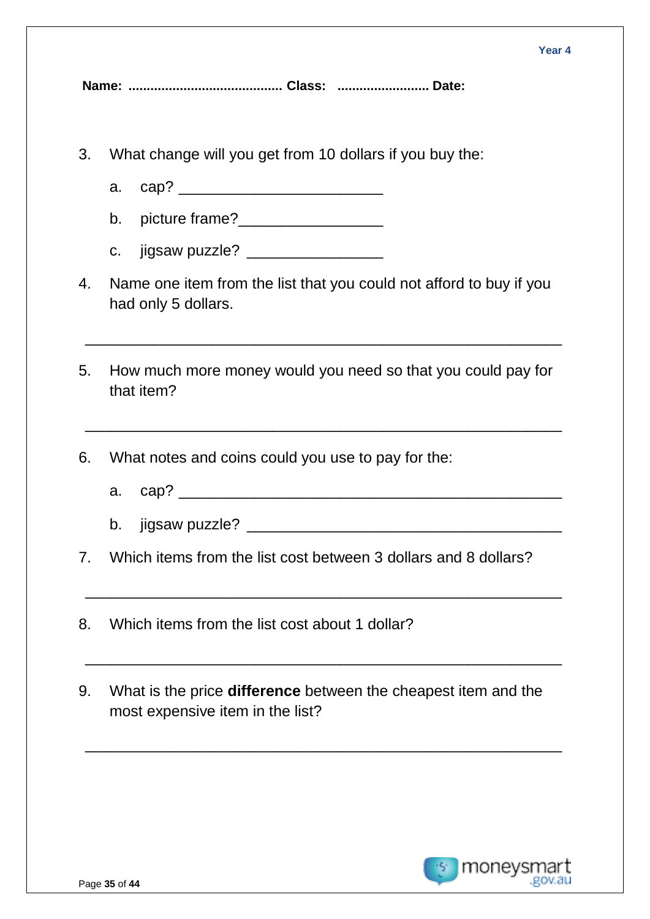Year 4

**Name:** .......................................... **Class:** ......................... **Date:**

3. What change will you get from 10 dollars if you buy the:

   a. cap? ________________________

   b. picture frame?_________________

   c. jigsaw puzzle? ________________

4. Name one item from the list that you could not afford to buy if you had only 5 dollars.

   ________________________________________________________

5. How much more money would you need so that you could pay for that item?

   ________________________________________________________

6. What notes and coins could you use to pay for the:

   a. cap? ____________________________________________

   b. jigsaw puzzle? _____________________________________

7. Which items from the list cost between 3 dollars and 8 dollars?

   ________________________________________________________

8. Which items from the list cost about 1 dollar?

   ________________________________________________________

9. What is the price **difference** between the cheapest item and the most expensive item in the list?

   ________________________________________________________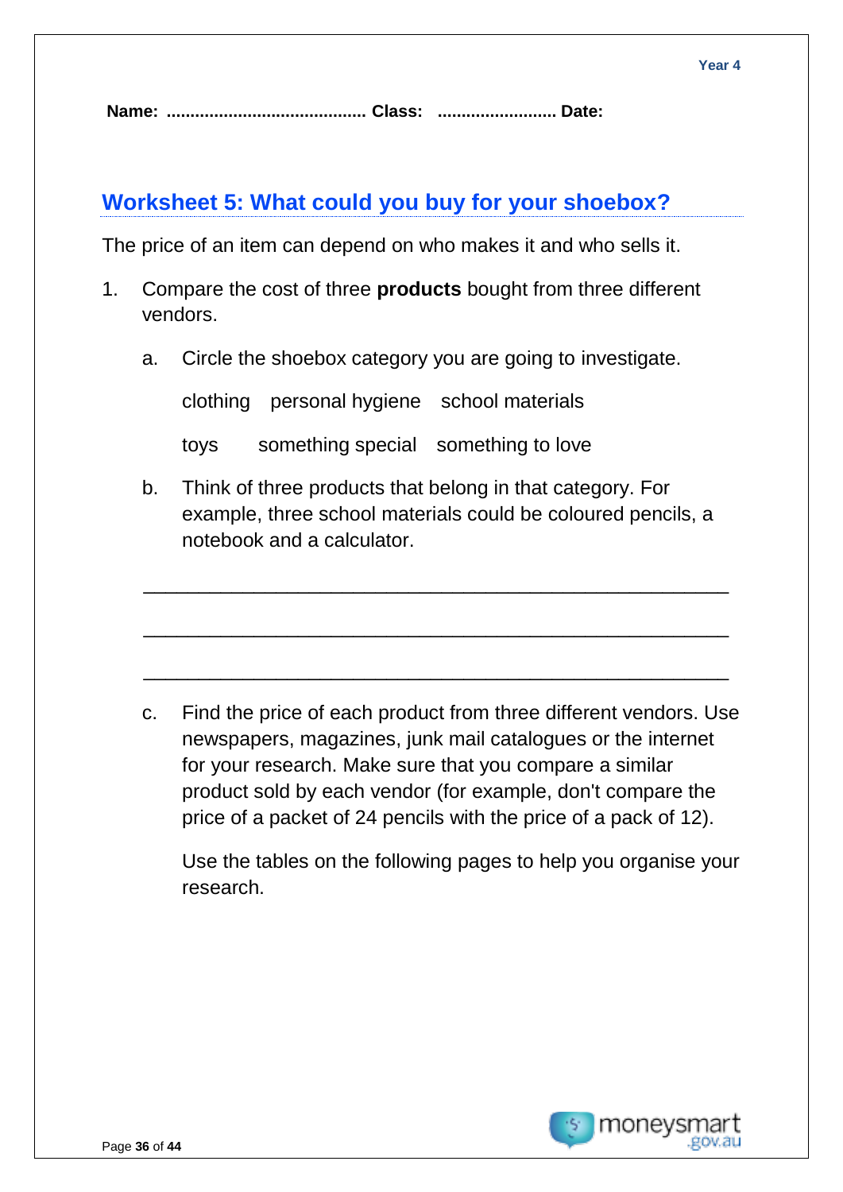Year 4

**Name:** ........................................ **Class:** ........................ **Date:**

## Worksheet 5: What could you buy for your shoebox?

The price of an item can depend on who makes it and who sells it.

1. Compare the cost of three **products** bought from three different vendors.

   a. Circle the shoebox category you are going to investigate.

   clothing    personal hygiene    school materials

   toys    something special    something to love

   b. Think of three products that belong in that category. For example, three school materials could be coloured pencils, a notebook and a calculator.

   ______________________________________________________

   ______________________________________________________

   ______________________________________________________

   c. Find the price of each product from three different vendors. Use newspapers, magazines, junk mail catalogues or the internet for your research. Make sure that you compare a similar product sold by each vendor (for example, don't compare the price of a packet of 24 pencils with the price of a pack of 12).

   Use the tables on the following pages to help you organise your research.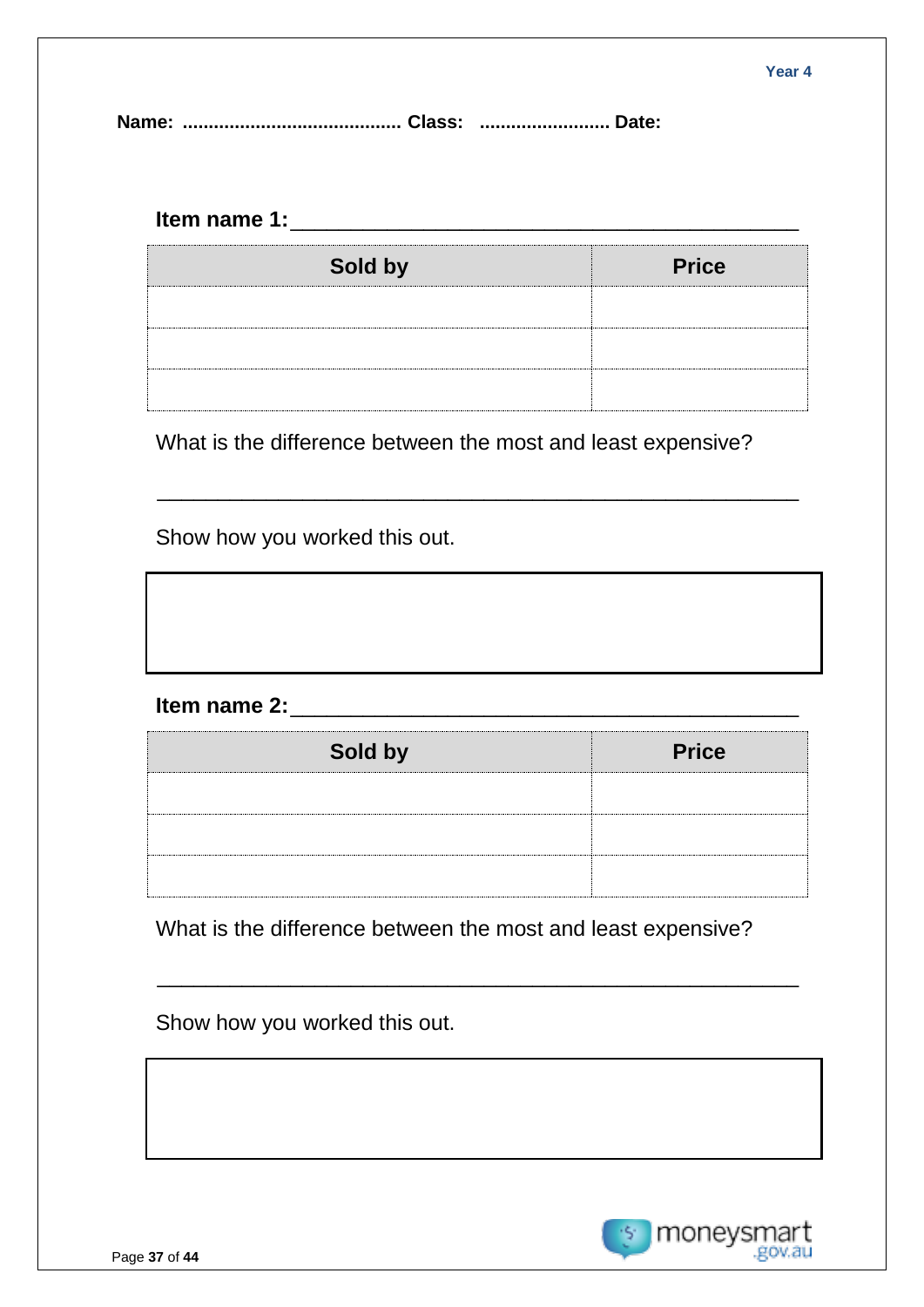**Name:** .......................................... **Class:** ......................... **Date:**

**Item name 1:**\_\_\_\_\_\_\_\_\_\_\_\_\_\_\_\_\_\_\_\_\_\_\_\_\_\_\_\_\_\_\_\_\_\_\_\_\_\_\_\_\_\_

| Sold by | Price |
|---|---|
| | |
| | |
| | |

What is the difference between the most and least expensive?

\_\_\_\_\_\_\_\_\_\_\_\_\_\_\_\_\_\_\_\_\_\_\_\_\_\_\_\_\_\_\_\_\_\_\_\_\_\_\_\_\_\_\_\_\_\_\_\_\_\_\_\_

Show how you worked this out.

| |
|---|
| |

**Item name 2:**\_\_\_\_\_\_\_\_\_\_\_\_\_\_\_\_\_\_\_\_\_\_\_\_\_\_\_\_\_\_\_\_\_\_\_\_\_\_\_\_\_\_

| Sold by | Price |
|---|---|
| | |
| | |
| | |

What is the difference between the most and least expensive?

\_\_\_\_\_\_\_\_\_\_\_\_\_\_\_\_\_\_\_\_\_\_\_\_\_\_\_\_\_\_\_\_\_\_\_\_\_\_\_\_\_\_\_\_\_\_\_\_\_\_\_\_

Show how you worked this out.

| |
|---|
| |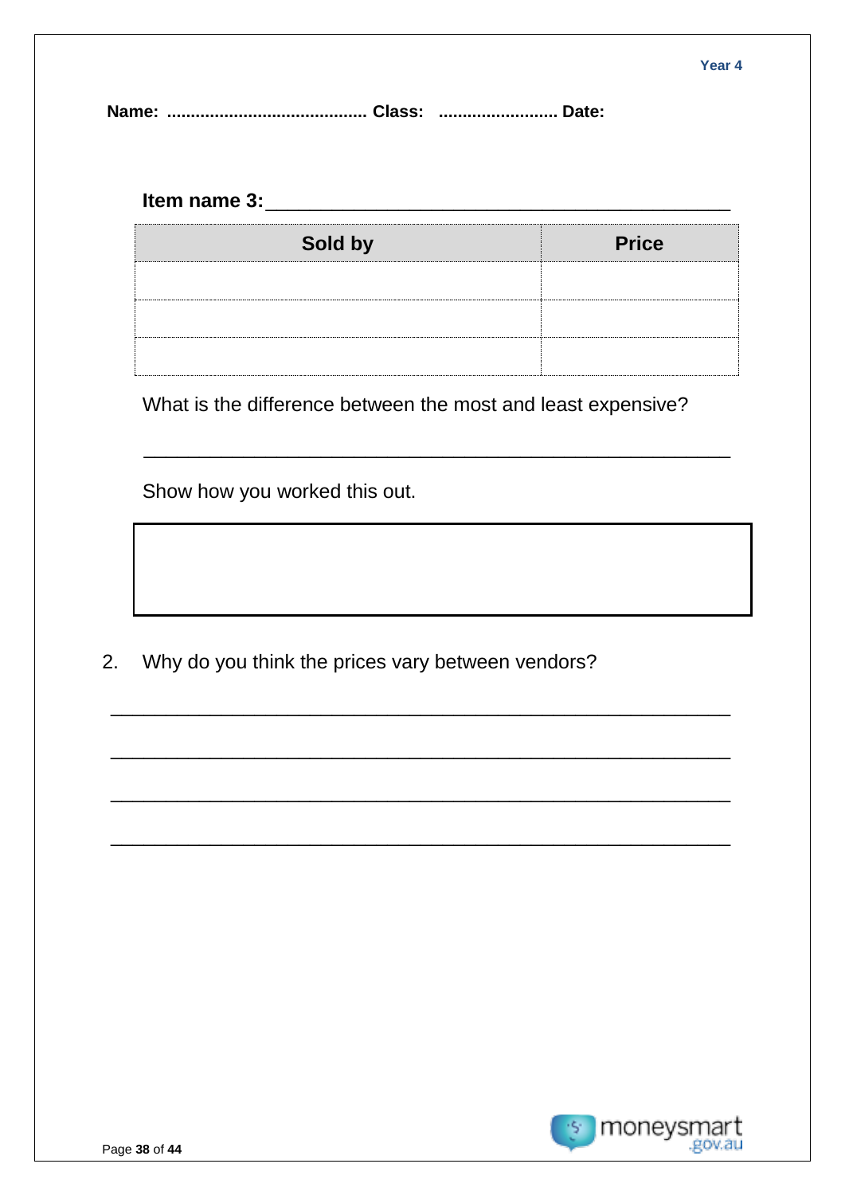**Name:** .......................................... **Class:** ......................... **Date:**

**Item name 3:**\_\_\_\_\_\_\_\_\_\_\_\_\_\_\_\_\_\_\_\_\_\_\_\_\_\_\_\_\_\_\_\_\_\_\_\_\_\_\_\_

| Sold by | Price |
|---|---|
| | |
| | |
| | |

What is the difference between the most and least expensive?

\_\_\_\_\_\_\_\_\_\_\_\_\_\_\_\_\_\_\_\_\_\_\_\_\_\_\_\_\_\_\_\_\_\_\_\_\_\_\_\_\_\_\_\_\_\_\_\_\_\_

Show how you worked this out.

|   |
|---|
|   |

2. Why do you think the prices vary between vendors?

\_\_\_\_\_\_\_\_\_\_\_\_\_\_\_\_\_\_\_\_\_\_\_\_\_\_\_\_\_\_\_\_\_\_\_\_\_\_\_\_\_\_\_\_\_\_\_\_\_\_

\_\_\_\_\_\_\_\_\_\_\_\_\_\_\_\_\_\_\_\_\_\_\_\_\_\_\_\_\_\_\_\_\_\_\_\_\_\_\_\_\_\_\_\_\_\_\_\_\_\_

\_\_\_\_\_\_\_\_\_\_\_\_\_\_\_\_\_\_\_\_\_\_\_\_\_\_\_\_\_\_\_\_\_\_\_\_\_\_\_\_\_\_\_\_\_\_\_\_\_\_

\_\_\_\_\_\_\_\_\_\_\_\_\_\_\_\_\_\_\_\_\_\_\_\_\_\_\_\_\_\_\_\_\_\_\_\_\_\_\_\_\_\_\_\_\_\_\_\_\_\_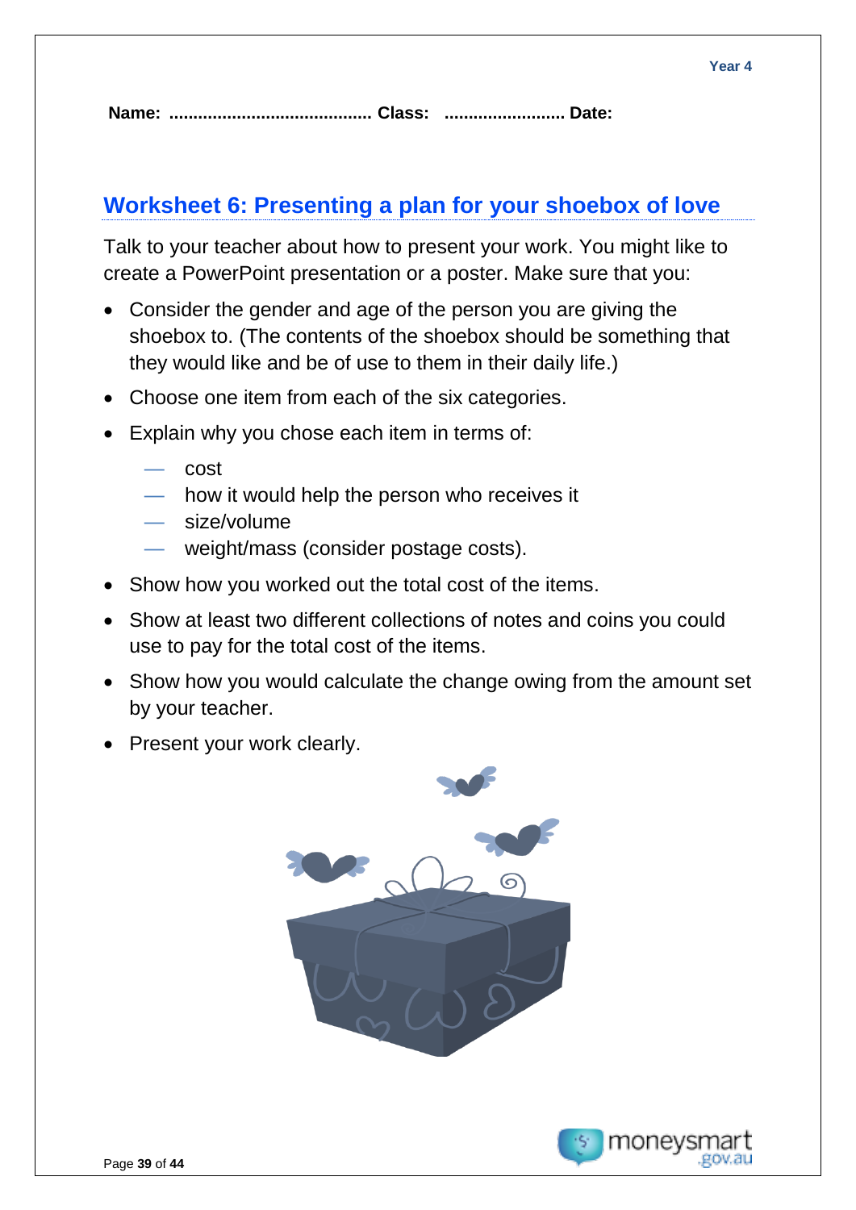**Name:** .......................................... **Class:** ......................... **Date:**

## Worksheet 6: Presenting a plan for your shoebox of love

Talk to your teacher about how to present your work. You might like to create a PowerPoint presentation or a poster. Make sure that you:

- Consider the gender and age of the person you are giving the shoebox to. (The contents of the shoebox should be something that they would like and be of use to them in their daily life.)
- Choose one item from each of the six categories.
- Explain why you chose each item in terms of:
  - cost
  - how it would help the person who receives it
  - size/volume
  - weight/mass (consider postage costs).
- Show how you worked out the total cost of the items.
- Show at least two different collections of notes and coins you could use to pay for the total cost of the items.
- Show how you would calculate the change owing from the amount set by your teacher.
- Present your work clearly.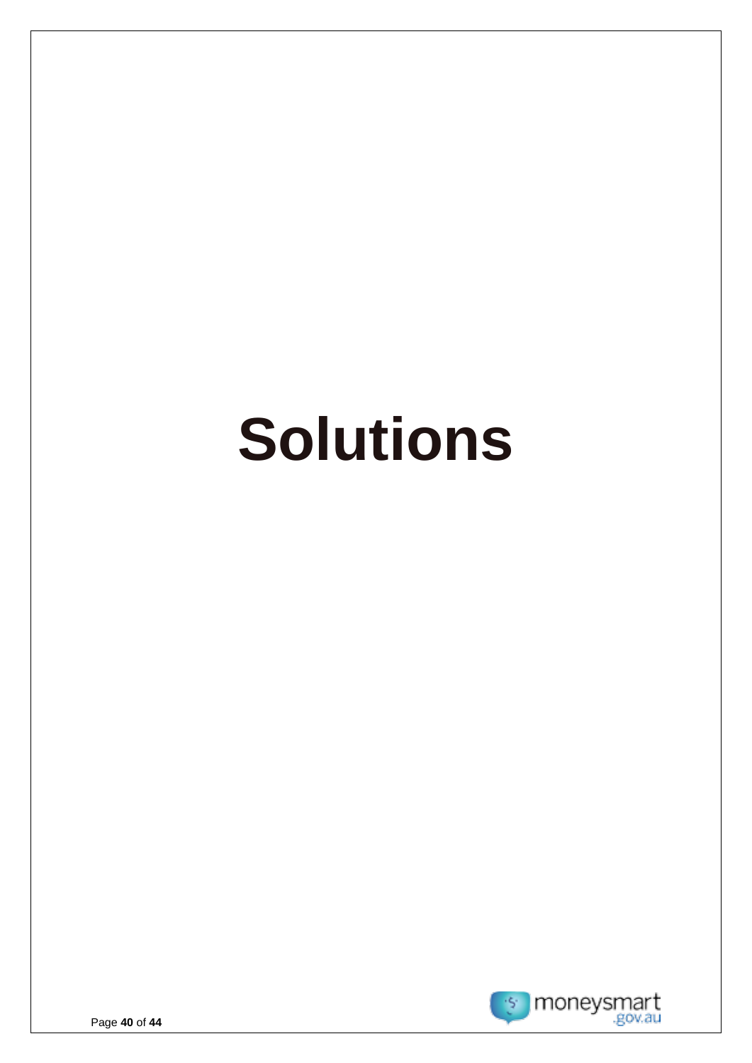# Solutions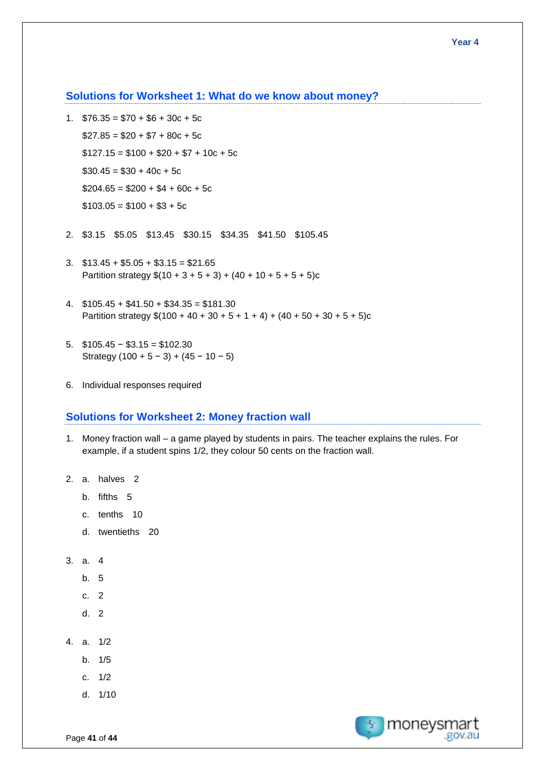## Solutions for Worksheet 1: What do we know about money?

1. $76.35 = $70 + $6 + 30c + 5c

   $27.85 = $20 + $7 + 80c + 5c

   $127.15 = $100 + $20 + $7 + 10c + 5c

   $30.45 = $30 + 40c + 5c

   $204.65 = $200 + $4 + 60c + 5c

   $103.05 = $100 + $3 + 5c

2. $3.15 $5.05 $13.45 $30.15 $34.35 $41.50 $105.45

3. $13.45 + $5.05 + $3.15 = $21.65
   Partition strategy $(10 + 3 + 5 + 3) + (40 + 10 + 5 + 5 + 5)c

4. $105.45 + $41.50 + $34.35 = $181.30
   Partition strategy $(100 + 40 + 30 + 5 + 1 + 4) + (40 + 50 + 30 + 5 + 5)c

5. $105.45 − $3.15 = $102.30
   Strategy (100 + 5 − 3) + (45 − 10 − 5)

6. Individual responses required

## Solutions for Worksheet 2: Money fraction wall

1. Money fraction wall – a game played by students in pairs. The teacher explains the rules. For example, if a student spins 1/2, they colour 50 cents on the fraction wall.

2. a. halves 2
   b. fifths 5
   c. tenths 10
   d. twentieths 20

3. a. 4
   b. 5
   c. 2
   d. 2

4. a. 1/2
   b. 1/5
   c. 1/2
   d. 1/10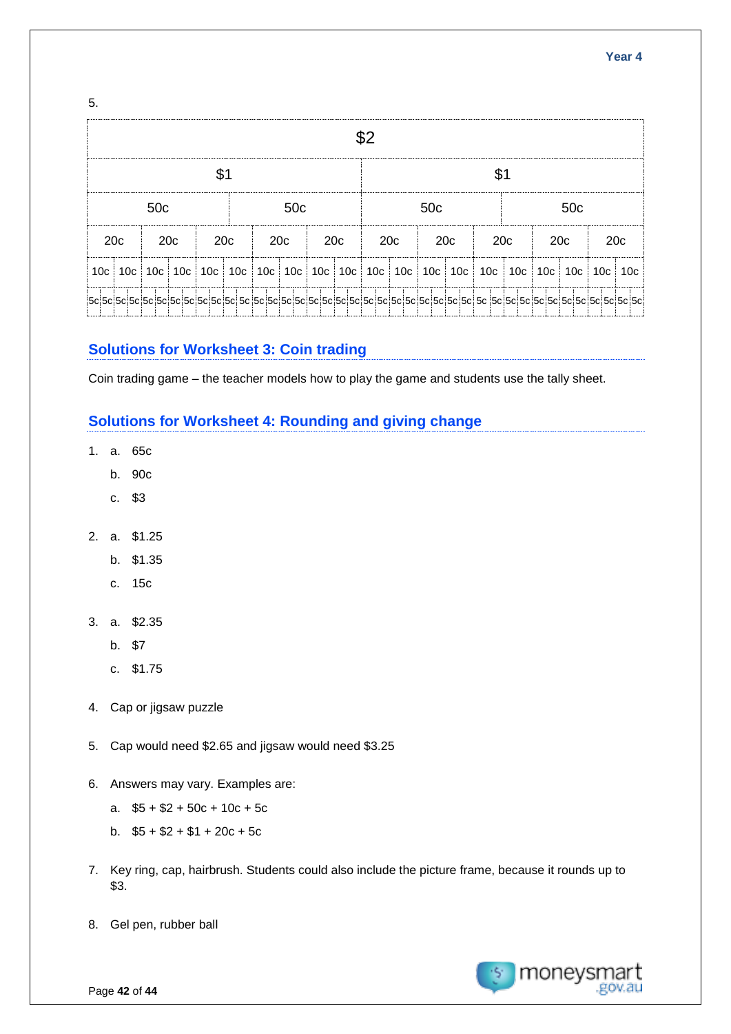5.

| $2 | | | | | | | | | | | | | | | | | | | | | | | | | | | | | | | | | | | | | | | |
|---|---|---|---|---|---|---|---|---|---|---|---|---|---|---|---|---|---|---|---|---|---|---|---|---|---|---|---|---|---|---|---|---|---|---|---|---|---|---|---|
| $1 | | | | | | | | | | | | | | | | | | | | $1 | | | | | | | | | | | | | | | | | | | |
| 50c | | | | | | | | | | 50c | | | | | | | | | | 50c | | | | | | | | | | 50c | | | | | | | | | |
| 20c | | | | 20c | | | | 20c | | | | 20c | | | | 20c | | | | 20c | | | | 20c | | | | 20c | | | | 20c | | | | 20c | | | |
| 10c | | 10c | | 10c | | 10c | | 10c | | 10c | | 10c | | 10c | | 10c | | 10c | | 10c | | 10c | | 10c | | 10c | | 10c | | 10c | | 10c | | 10c | | 10c | | 10c | |
| 5c | 5c | 5c | 5c | 5c | 5c | 5c | 5c | 5c | 5c | 5c | 5c | 5c | 5c | 5c | 5c | 5c | 5c | 5c | 5c | 5c | 5c | 5c | 5c | 5c | 5c | 5c | 5c | 5c | 5c | 5c | 5c | 5c | 5c | 5c | 5c | 5c | 5c | 5c | 5c |

## Solutions for Worksheet 3: Coin trading

Coin trading game – the teacher models how to play the game and students use the tally sheet.

## Solutions for Worksheet 4: Rounding and giving change

1. a. 65c
   b. 90c
   c. $3

2. a. $1.25
   b. $1.35
   c. 15c

3. a. $2.35
   b. $7
   c. $1.75

4. Cap or jigsaw puzzle

5. Cap would need $2.65 and jigsaw would need $3.25

6. Answers may vary. Examples are:
   a. $5 + $2 + 50c + 10c + 5c
   b. $5 + $2 + $1 + 20c + 5c

7. Key ring, cap, hairbrush. Students could also include the picture frame, because it rounds up to $3.

8. Gel pen, rubber ball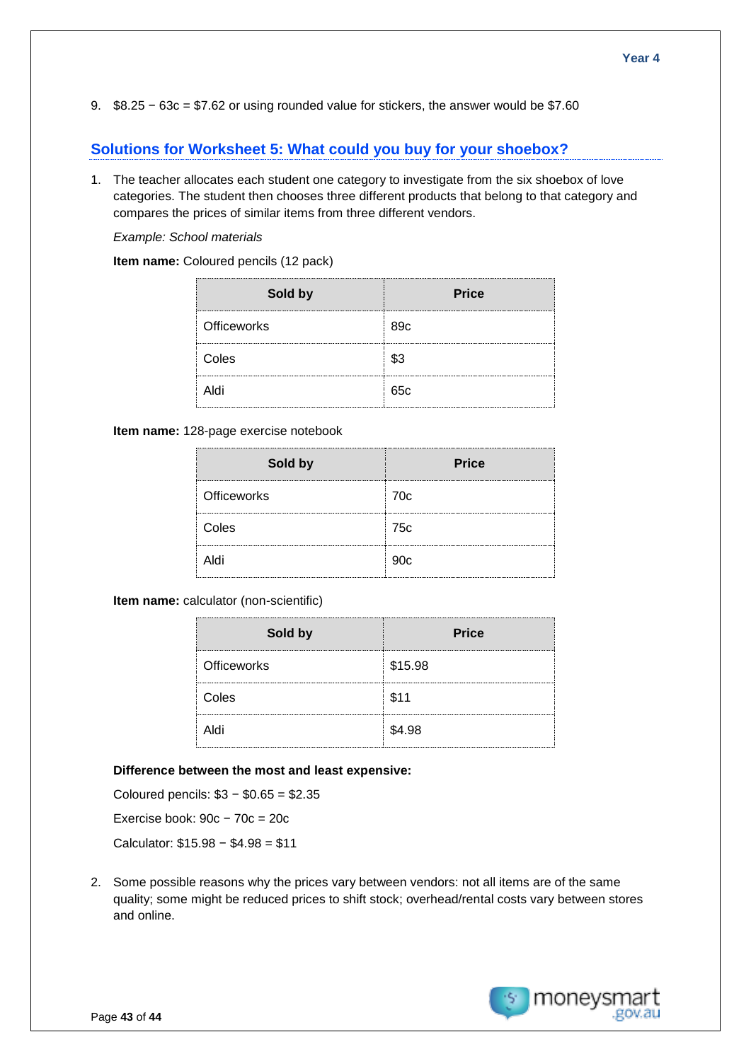9. $8.25 − 63c = $7.62 or using rounded value for stickers, the answer would be $7.60

## Solutions for Worksheet 5: What could you buy for your shoebox?

1. The teacher allocates each student one category to investigate from the six shoebox of love categories. The student then chooses three different products that belong to that category and compares the prices of similar items from three different vendors.

   *Example: School materials*

   **Item name:** Coloured pencils (12 pack)

   | Sold by | Price |
   |---|---|
   | Officeworks | 89c |
   | Coles | $3 |
   | Aldi | 65c |

   **Item name:** 128-page exercise notebook

   | Sold by | Price |
   |---|---|
   | Officeworks | 70c |
   | Coles | 75c |
   | Aldi | 90c |

   **Item name:** calculator (non-scientific)

   | Sold by | Price |
   |---|---|
   | Officeworks | $15.98 |
   | Coles | $11 |
   | Aldi | $4.98 |

   **Difference between the most and least expensive:**

   Coloured pencils: $3 − $0.65 = $2.35

   Exercise book: 90c − 70c = 20c

   Calculator: $15.98 − $4.98 = $11

2. Some possible reasons why the prices vary between vendors: not all items are of the same quality; some might be reduced prices to shift stock; overhead/rental costs vary between stores and online.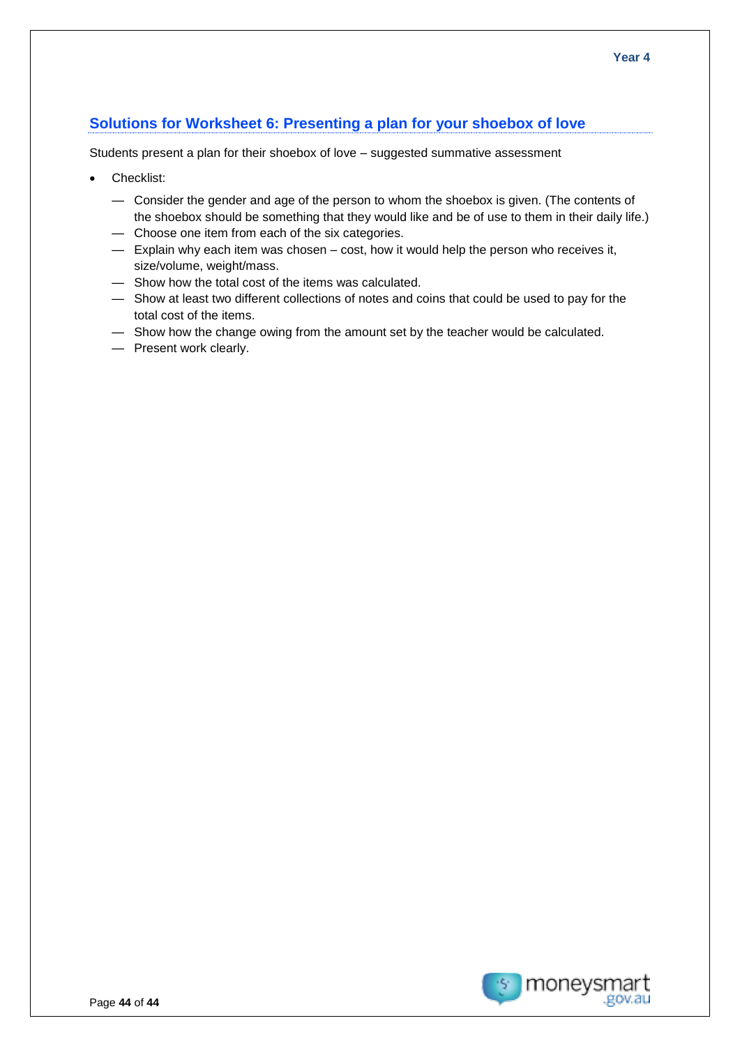## Solutions for Worksheet 6: Presenting a plan for your shoebox of love

Students present a plan for their shoebox of love – suggested summative assessment

- Checklist:
  - Consider the gender and age of the person to whom the shoebox is given. (The contents of the shoebox should be something that they would like and be of use to them in their daily life.)
  - Choose one item from each of the six categories.
  - Explain why each item was chosen – cost, how it would help the person who receives it, size/volume, weight/mass.
  - Show how the total cost of the items was calculated.
  - Show at least two different collections of notes and coins that could be used to pay for the total cost of the items.
  - Show how the change owing from the amount set by the teacher would be calculated.
  - Present work clearly.